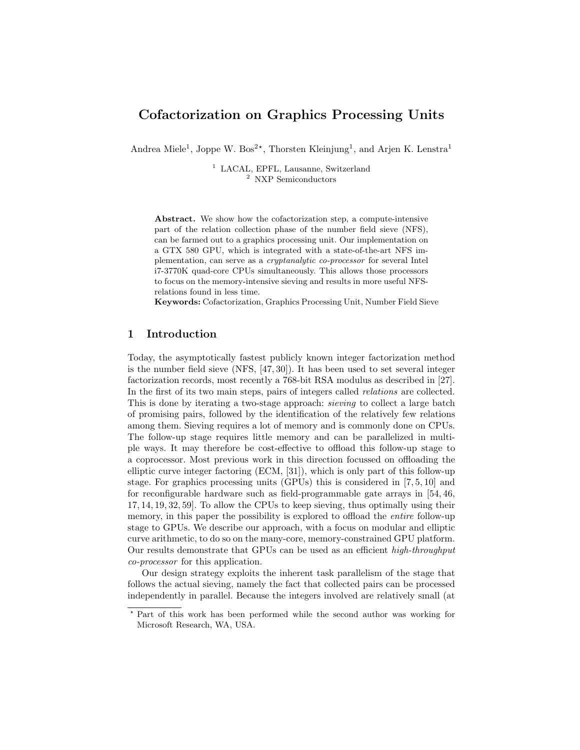# Cofactorization on Graphics Processing Units

Andrea Miele[1], Joppe W. Bos[2,⋆], Thorsten Kleinjung[1], and Arjen K. Lenstra[1]

[1] LACAL, EPFL, Lausanne, Switzerland
[2] NXP Semiconductors

**Abstract.** We show how the cofactorization step, a compute-intensive part of the relation collection phase of the number field sieve (NFS), can be farmed out to a graphics processing unit. Our implementation on a GTX 580 GPU, which is integrated with a state-of-the-art NFS implementation, can serve as a *cryptanalytic co-processor* for several Intel i7-3770K quad-core CPUs simultaneously. This allows those processors to focus on the memory-intensive sieving and results in more useful NFS-relations found in less time.

**Keywords:** Cofactorization, Graphics Processing Unit, Number Field Sieve

## 1 Introduction

Today, the asymptotically fastest publicly known integer factorization method is the number field sieve (NFS, [47, 30]). It has been used to set several integer factorization records, most recently a 768-bit RSA modulus as described in [27]. In the first of its two main steps, pairs of integers called *relations* are collected. This is done by iterating a two-stage approach: *sieving* to collect a large batch of promising pairs, followed by the identification of the relatively few relations among them. Sieving requires a lot of memory and is commonly done on CPUs. The follow-up stage requires little memory and can be parallelized in multiple ways. It may therefore be cost-effective to offload this follow-up stage to a coprocessor. Most previous work in this direction focussed on offloading the elliptic curve integer factoring (ECM, [31]), which is only part of this follow-up stage. For graphics processing units (GPUs) this is considered in [7, 5, 10] and for reconfigurable hardware such as field-programmable gate arrays in [54, 46, 17, 14, 19, 32, 59]. To allow the CPUs to keep sieving, thus optimally using their memory, in this paper the possibility is explored to offload the *entire* follow-up stage to GPUs. We describe our approach, with a focus on modular and elliptic curve arithmetic, to do so on the many-core, memory-constrained GPU platform. Our results demonstrate that GPUs can be used as an efficient *high-throughput co-processor* for this application.

Our design strategy exploits the inherent task parallelism of the stage that follows the actual sieving, namely the fact that collected pairs can be processed independently in parallel. Because the integers involved are relatively small (at

⋆ Part of this work has been performed while the second author was working for Microsoft Research, WA, USA.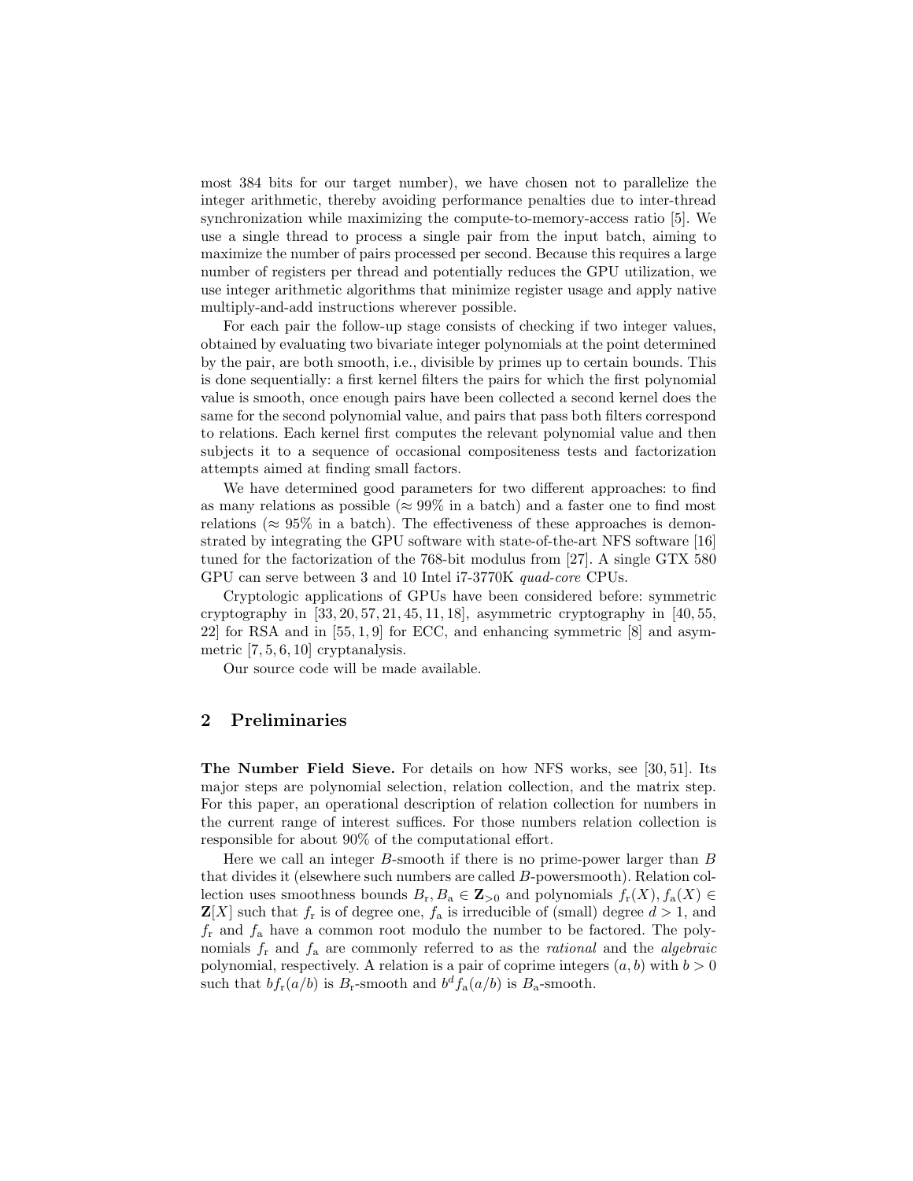most 384 bits for our target number), we have chosen not to parallelize the integer arithmetic, thereby avoiding performance penalties due to inter-thread synchronization while maximizing the compute-to-memory-access ratio [5]. We use a single thread to process a single pair from the input batch, aiming to maximize the number of pairs processed per second. Because this requires a large number of registers per thread and potentially reduces the GPU utilization, we use integer arithmetic algorithms that minimize register usage and apply native multiply-and-add instructions wherever possible.

For each pair the follow-up stage consists of checking if two integer values, obtained by evaluating two bivariate integer polynomials at the point determined by the pair, are both smooth, i.e., divisible by primes up to certain bounds. This is done sequentially: a first kernel filters the pairs for which the first polynomial value is smooth, once enough pairs have been collected a second kernel does the same for the second polynomial value, and pairs that pass both filters correspond to relations. Each kernel first computes the relevant polynomial value and then subjects it to a sequence of occasional compositeness tests and factorization attempts aimed at finding small factors.

We have determined good parameters for two different approaches: to find as many relations as possible ($\approx 99\%$ in a batch) and a faster one to find most relations ($\approx 95\%$ in a batch). The effectiveness of these approaches is demonstrated by integrating the GPU software with state-of-the-art NFS software [16] tuned for the factorization of the 768-bit modulus from [27]. A single GTX 580 GPU can serve between 3 and 10 Intel i7-3770K *quad-core* CPUs.

Cryptologic applications of GPUs have been considered before: symmetric cryptography in [33, 20, 57, 21, 45, 11, 18], asymmetric cryptography in [40, 55, 22] for RSA and in [55, 1, 9] for ECC, and enhancing symmetric [8] and asymmetric [7, 5, 6, 10] cryptanalysis.

Our source code will be made available.

## 2 Preliminaries

**The Number Field Sieve.** For details on how NFS works, see [30, 51]. Its major steps are polynomial selection, relation collection, and the matrix step. For this paper, an operational description of relation collection for numbers in the current range of interest suffices. For those numbers relation collection is responsible for about 90% of the computational effort.

Here we call an integer $B$-smooth if there is no prime-power larger than $B$ that divides it (elsewhere such numbers are called $B$-powersmooth). Relation collection uses smoothness bounds $B_{\mathrm{r}}, B_{\mathrm{a}} \in \mathbf{Z}_{>0}$ and polynomials $f_{\mathrm{r}}(X), f_{\mathrm{a}}(X) \in \mathbf{Z}[X]$ such that $f_{\mathrm{r}}$ is of degree one, $f_{\mathrm{a}}$ is irreducible of (small) degree $d > 1$, and $f_{\mathrm{r}}$ and $f_{\mathrm{a}}$ have a common root modulo the number to be factored. The polynomials $f_{\mathrm{r}}$ and $f_{\mathrm{a}}$ are commonly referred to as the *rational* and the *algebraic* polynomial, respectively. A relation is a pair of coprime integers $(a, b)$ with $b > 0$ such that $bf_{\mathrm{r}}(a/b)$ is $B_{\mathrm{r}}$-smooth and $b^d f_{\mathrm{a}}(a/b)$ is $B_{\mathrm{a}}$-smooth.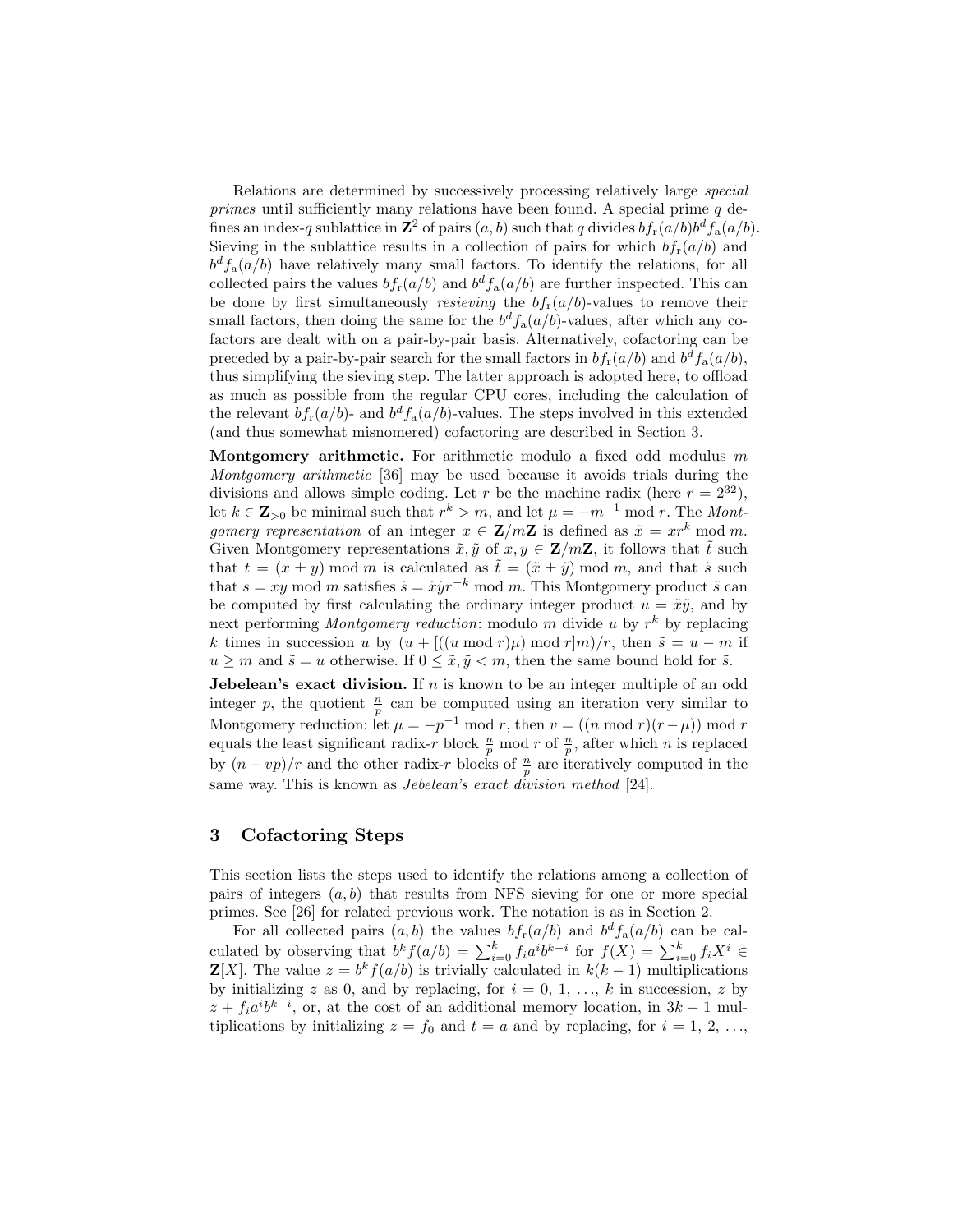Relations are determined by successively processing relatively large *special primes* until sufficiently many relations have been found. A special prime $q$ defines an index-$q$ sublattice in $\mathbf{Z}^2$ of pairs $(a, b)$ such that $q$ divides $bf_r(a/b)b^d f_a(a/b)$. Sieving in the sublattice results in a collection of pairs for which $bf_r(a/b)$ and $b^d f_a(a/b)$ have relatively many small factors. To identify the relations, for all collected pairs the values $bf_r(a/b)$ and $b^d f_a(a/b)$ are further inspected. This can be done by first simultaneously *resieving* the $bf_r(a/b)$-values to remove their small factors, then doing the same for the $b^d f_a(a/b)$-values, after which any cofactors are dealt with on a pair-by-pair basis. Alternatively, cofactoring can be preceded by a pair-by-pair search for the small factors in $bf_r(a/b)$ and $b^d f_a(a/b)$, thus simplifying the sieving step. The latter approach is adopted here, to offload as much as possible from the regular CPU cores, including the calculation of the relevant $bf_r(a/b)$- and $b^d f_a(a/b)$-values. The steps involved in this extended (and thus somewhat misnomered) cofactoring are described in Section 3.

**Montgomery arithmetic.** For arithmetic modulo a fixed odd modulus $m$ *Montgomery arithmetic* [36] may be used because it avoids trials during the divisions and allows simple coding. Let $r$ be the machine radix (here $r = 2^{32}$), let $k \in \mathbf{Z}_{>0}$ be minimal such that $r^k > m$, and let $\mu = -m^{-1} \bmod r$. The *Montgomery representation* of an integer $x \in \mathbf{Z}/m\mathbf{Z}$ is defined as $\tilde{x} = xr^k \bmod m$. Given Montgomery representations $\tilde{x}, \tilde{y}$ of $x, y \in \mathbf{Z}/m\mathbf{Z}$, it follows that $\tilde{t}$ such that $t = (x \pm y) \bmod m$ is calculated as $\tilde{t} = (\tilde{x} \pm \tilde{y}) \bmod m$, and that $\tilde{s}$ such that $s = xy \bmod m$ satisfies $\tilde{s} = \tilde{x}\tilde{y}r^{-k} \bmod m$. This Montgomery product $\tilde{s}$ can be computed by first calculating the ordinary integer product $u = \tilde{x}\tilde{y}$, and by next performing *Montgomery reduction*: modulo $m$ divide $u$ by $r^k$ by replacing $k$ times in succession $u$ by $(u + [((u \bmod r)\mu) \bmod r]m)/r$, then $\tilde{s} = u - m$ if $u \geq m$ and $\tilde{s} = u$ otherwise. If $0 \leq \tilde{x}, \tilde{y} < m$, then the same bound hold for $\tilde{s}$.

**Jebelean's exact division.** If $n$ is known to be an integer multiple of an odd integer $p$, the quotient $\frac{n}{p}$ can be computed using an iteration very similar to Montgomery reduction: let $\mu = -p^{-1} \bmod r$, then $v = ((n \bmod r)(r - \mu)) \bmod r$ equals the least significant radix-$r$ block $\frac{n}{p} \bmod r$ of $\frac{n}{p}$, after which $n$ is replaced by $(n - vp)/r$ and the other radix-$r$ blocks of $\frac{n}{p}$ are iteratively computed in the same way. This is known as *Jebelean's exact division method* [24].

## 3 Cofactoring Steps

This section lists the steps used to identify the relations among a collection of pairs of integers $(a, b)$ that results from NFS sieving for one or more special primes. See [26] for related previous work. The notation is as in Section 2.

For all collected pairs $(a, b)$ the values $bf_r(a/b)$ and $b^d f_a(a/b)$ can be calculated by observing that $b^k f(a/b) = \sum_{i=0}^{k} f_i a^i b^{k-i}$ for $f(X) = \sum_{i=0}^{k} f_i X^i \in \mathbf{Z}[X]$. The value $z = b^k f(a/b)$ is trivially calculated in $k(k-1)$ multiplications by initializing $z$ as 0, and by replacing, for $i = 0, 1, \ldots, k$ in succession, $z$ by $z + f_i a^i b^{k-i}$, or, at the cost of an additional memory location, in $3k - 1$ multiplications by initializing $z = f_0$ and $t = a$ and by replacing, for $i = 1, 2, \ldots,$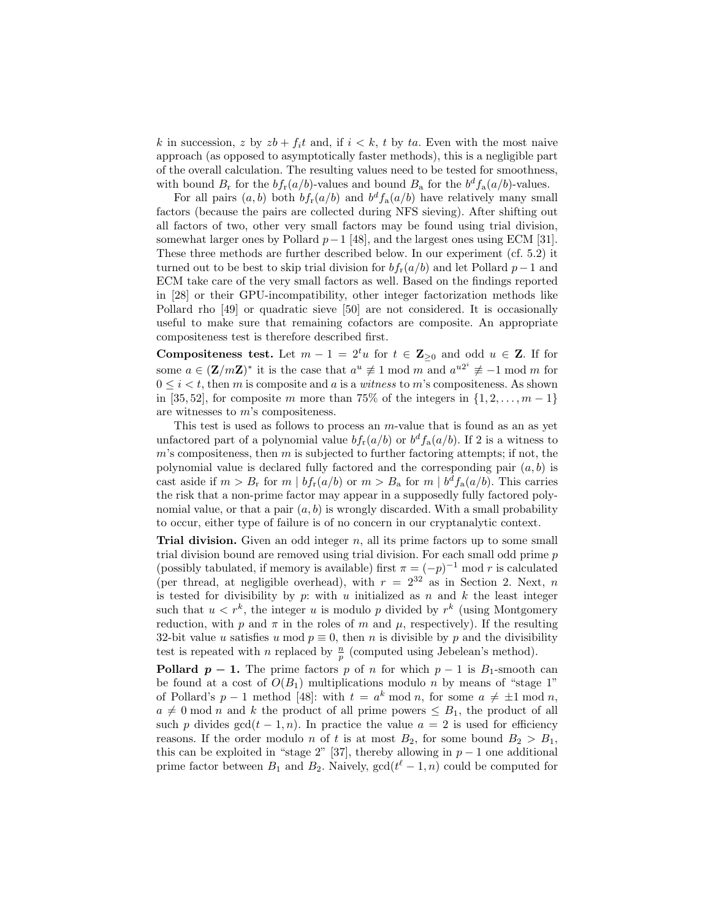$k$ in succession, $z$ by $zb + f_i t$ and, if $i < k$, $t$ by $ta$. Even with the most naive approach (as opposed to asymptotically faster methods), this is a negligible part of the overall calculation. The resulting values need to be tested for smoothness, with bound $B_\mathrm{r}$ for the $bf_\mathrm{r}(a/b)$-values and bound $B_\mathrm{a}$ for the $b^d f_\mathrm{a}(a/b)$-values.

For all pairs $(a, b)$ both $bf_\mathrm{r}(a/b)$ and $b^d f_\mathrm{a}(a/b)$ have relatively many small factors (because the pairs are collected during NFS sieving). After shifting out all factors of two, other very small factors may be found using trial division, somewhat larger ones by Pollard $p-1$ [48], and the largest ones using ECM [31]. These three methods are further described below. In our experiment (cf. 5.2) it turned out to be best to skip trial division for $bf_\mathrm{r}(a/b)$ and let Pollard $p-1$ and ECM take care of the very small factors as well. Based on the findings reported in [28] or their GPU-incompatibility, other integer factorization methods like Pollard rho [49] or quadratic sieve [50] are not considered. It is occasionally useful to make sure that remaining cofactors are composite. An appropriate compositeness test is therefore described first.

**Compositeness test.** Let $m - 1 = 2^t u$ for $t \in \mathbf{Z}_{\geq 0}$ and odd $u \in \mathbf{Z}$. If for some $a \in (\mathbf{Z}/m\mathbf{Z})^*$ it is the case that $a^u \not\equiv 1 \bmod m$ and $a^{u2^i} \not\equiv -1 \bmod m$ for $0 \leq i < t$, then $m$ is composite and $a$ is a *witness* to $m$'s compositeness. As shown in [35, 52], for composite $m$ more than 75% of the integers in $\{1, 2, \ldots, m-1\}$ are witnesses to $m$'s compositeness.

This test is used as follows to process an $m$-value that is found as an as yet unfactored part of a polynomial value $bf_\mathrm{r}(a/b)$ or $b^d f_\mathrm{a}(a/b)$. If 2 is a witness to $m$'s compositeness, then $m$ is subjected to further factoring attempts; if not, the polynomial value is declared fully factored and the corresponding pair $(a, b)$ is cast aside if $m > B_\mathrm{r}$ for $m \mid bf_\mathrm{r}(a/b)$ or $m > B_\mathrm{a}$ for $m \mid b^d f_\mathrm{a}(a/b)$. This carries the risk that a non-prime factor may appear in a supposedly fully factored polynomial value, or that a pair $(a, b)$ is wrongly discarded. With a small probability to occur, either type of failure is of no concern in our cryptanalytic context.

**Trial division.** Given an odd integer $n$, all its prime factors up to some small trial division bound are removed using trial division. For each small odd prime $p$ (possibly tabulated, if memory is available) first $\pi = (-p)^{-1} \bmod r$ is calculated (per thread, at negligible overhead), with $r = 2^{32}$ as in Section 2. Next, $n$ is tested for divisibility by $p$: with $u$ initialized as $n$ and $k$ the least integer such that $u < r^k$, the integer $u$ is modulo $p$ divided by $r^k$ (using Montgomery reduction, with $p$ and $\pi$ in the roles of $m$ and $\mu$, respectively). If the resulting 32-bit value $u$ satisfies $u \bmod p \equiv 0$, then $n$ is divisible by $p$ and the divisibility test is repeated with $n$ replaced by $\frac{n}{p}$ (computed using Jebelean's method).

**Pollard $p-1$.** The prime factors $p$ of $n$ for which $p-1$ is $B_1$-smooth can be found at a cost of $O(B_1)$ multiplications modulo $n$ by means of "stage 1" of Pollard's $p-1$ method [48]: with $t = a^k \bmod n$, for some $a \neq \pm 1 \bmod n$, $a \neq 0 \bmod n$ and $k$ the product of all prime powers $\leq B_1$, the product of all such $p$ divides $\gcd(t-1, n)$. In practice the value $a = 2$ is used for efficiency reasons. If the order modulo $n$ of $t$ is at most $B_2$, for some bound $B_2 > B_1$, this can be exploited in "stage 2" [37], thereby allowing in $p-1$ one additional prime factor between $B_1$ and $B_2$. Naively, $\gcd(t^\ell - 1, n)$ could be computed for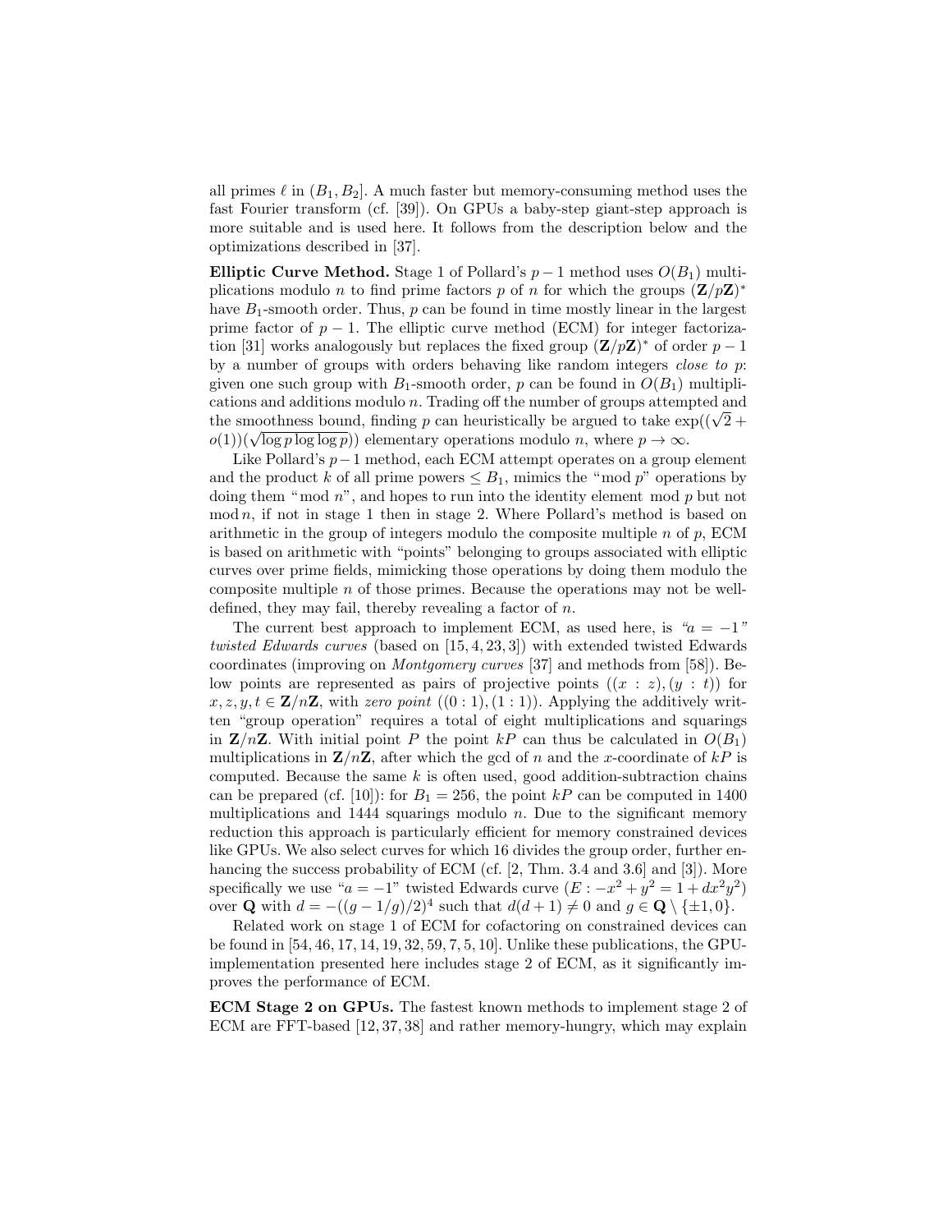all primes $\ell$ in $(B_1, B_2]$. A much faster but memory-consuming method uses the fast Fourier transform (cf. [39]). On GPUs a baby-step giant-step approach is more suitable and is used here. It follows from the description below and the optimizations described in [37].

**Elliptic Curve Method.** Stage 1 of Pollard's $p-1$ method uses $O(B_1)$ multiplications modulo $n$ to find prime factors $p$ of $n$ for which the groups $(\mathbf{Z}/p\mathbf{Z})^*$ have $B_1$-smooth order. Thus, $p$ can be found in time mostly linear in the largest prime factor of $p-1$. The elliptic curve method (ECM) for integer factorization [31] works analogously but replaces the fixed group $(\mathbf{Z}/p\mathbf{Z})^*$ of order $p-1$ by a number of groups with orders behaving like random integers *close to* $p$: given one such group with $B_1$-smooth order, $p$ can be found in $O(B_1)$ multiplications and additions modulo $n$. Trading off the number of groups attempted and the smoothness bound, finding $p$ can heuristically be argued to take $\exp((\sqrt{2}+o(1))(\sqrt{\log p \log\log p}))$ elementary operations modulo $n$, where $p \to \infty$.

Like Pollard's $p-1$ method, each ECM attempt operates on a group element and the product $k$ of all prime powers $\leq B_1$, mimics the "mod $p$" operations by doing them "mod $n$", and hopes to run into the identity element mod $p$ but not mod $n$, if not in stage 1 then in stage 2. Where Pollard's method is based on arithmetic in the group of integers modulo the composite multiple $n$ of $p$, ECM is based on arithmetic with "points" belonging to groups associated with elliptic curves over prime fields, mimicking those operations by doing them modulo the composite multiple $n$ of those primes. Because the operations may not be well-defined, they may fail, thereby revealing a factor of $n$.

The current best approach to implement ECM, as used here, is *"$a=-1$" twisted Edwards curves* (based on [15, 4, 23, 3]) with extended twisted Edwards coordinates (improving on *Montgomery curves* [37] and methods from [58]). Below points are represented as pairs of projective points $((x:z),(y:t))$ for $x, z, y, t \in \mathbf{Z}/n\mathbf{Z}$, with *zero point* $((0:1),(1:1))$. Applying the additively written "group operation" requires a total of eight multiplications and squarings in $\mathbf{Z}/n\mathbf{Z}$. With initial point $P$ the point $kP$ can thus be calculated in $O(B_1)$ multiplications in $\mathbf{Z}/n\mathbf{Z}$, after which the gcd of $n$ and the $x$-coordinate of $kP$ is computed. Because the same $k$ is often used, good addition-subtraction chains can be prepared (cf. [10]): for $B_1 = 256$, the point $kP$ can be computed in 1400 multiplications and 1444 squarings modulo $n$. Due to the significant memory reduction this approach is particularly efficient for memory constrained devices like GPUs. We also select curves for which 16 divides the group order, further enhancing the success probability of ECM (cf. [2, Thm. 3.4 and 3.6] and [3]). More specifically we use "$a=-1$" twisted Edwards curve ($E: -x^2+y^2 = 1+dx^2y^2$) over $\mathbf{Q}$ with $d = -((g-1/g)/2)^4$ such that $d(d+1) \neq 0$ and $g \in \mathbf{Q} \setminus \{\pm 1, 0\}$.

Related work on stage 1 of ECM for cofactoring on constrained devices can be found in [54, 46, 17, 14, 19, 32, 59, 7, 5, 10]. Unlike these publications, the GPU-implementation presented here includes stage 2 of ECM, as it significantly improves the performance of ECM.

**ECM Stage 2 on GPUs.** The fastest known methods to implement stage 2 of ECM are FFT-based [12, 37, 38] and rather memory-hungry, which may explain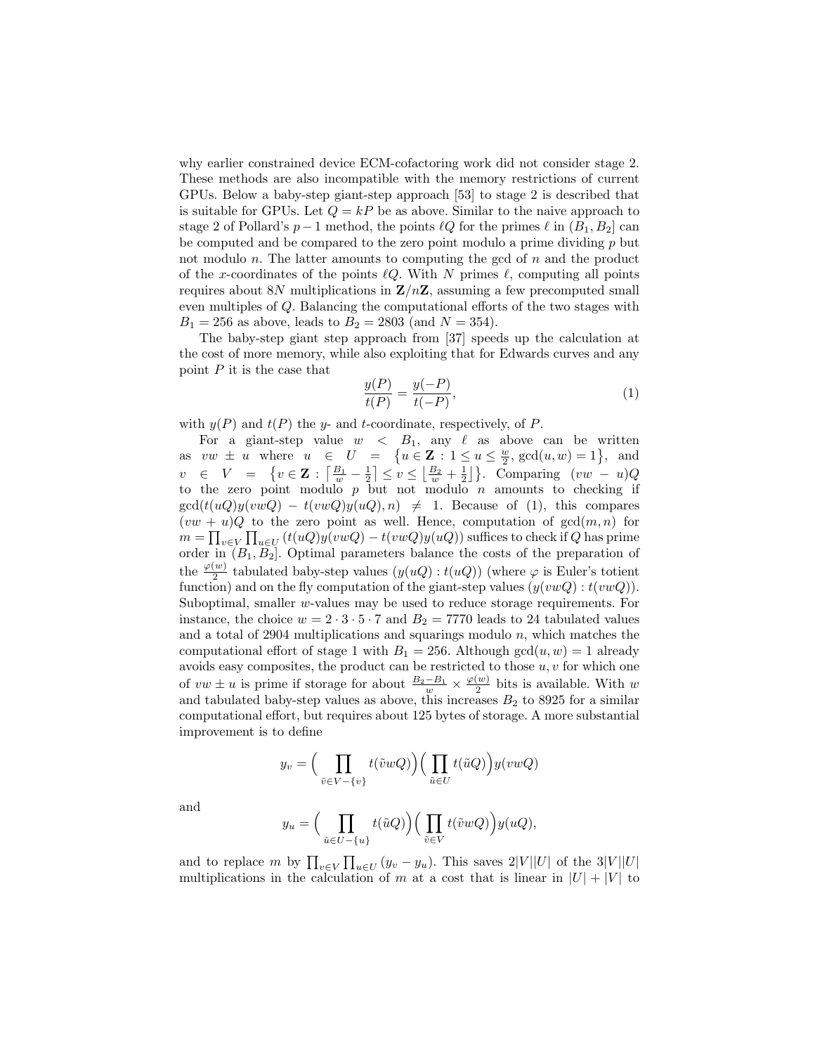why earlier constrained device ECM-cofactoring work did not consider stage 2. These methods are also incompatible with the memory restrictions of current GPUs. Below a baby-step giant-step approach [53] to stage 2 is described that is suitable for GPUs. Let $Q = kP$ be as above. Similar to the naive approach to stage 2 of Pollard's $p-1$ method, the points $\ell Q$ for the primes $\ell$ in $(B_1, B_2]$ can be computed and be compared to the zero point modulo a prime dividing $p$ but not modulo $n$. The latter amounts to computing the gcd of $n$ and the product of the $x$-coordinates of the points $\ell Q$. With $N$ primes $\ell$, computing all points requires about $8N$ multiplications in $\mathbf{Z}/n\mathbf{Z}$, assuming a few precomputed small even multiples of $Q$. Balancing the computational efforts of the two stages with $B_1 = 256$ as above, leads to $B_2 = 2803$ (and $N = 354$).

The baby-step giant step approach from [37] speeds up the calculation at the cost of more memory, while also exploiting that for Edwards curves and any point $P$ it is the case that

$$\frac{y(P)}{t(P)} = \frac{y(-P)}{t(-P)}, \tag{1}$$

with $y(P)$ and $t(P)$ the $y$- and $t$-coordinate, respectively, of $P$.

For a giant-step value $w < B_1$, any $\ell$ as above can be written as $vw \pm u$ where $u \in U = \{u \in \mathbf{Z} : 1 \leq u \leq \frac{w}{2}, \gcd(u, w) = 1\}$, and $v \in V = \{v \in \mathbf{Z} : \lceil \frac{B_1}{w} - \frac{1}{2} \rceil \leq v \leq \lfloor \frac{B_2}{w} + \frac{1}{2} \rfloor\}$. Comparing $(vw - u)Q$ to the zero point modulo $p$ but not modulo $n$ amounts to checking if $\gcd(t(uQ)y(vwQ) - t(vwQ)y(uQ), n) \neq 1$. Because of (1), this compares $(vw + u)Q$ to the zero point as well. Hence, computation of $\gcd(m, n)$ for $m = \prod_{v \in V} \prod_{u \in U} (t(uQ)y(vwQ) - t(vwQ)y(uQ))$ suffices to check if $Q$ has prime order in $(B_1, B_2]$. Optimal parameters balance the costs of the preparation of the $\frac{\varphi(w)}{2}$ tabulated baby-step values $(y(uQ) : t(uQ))$ (where $\varphi$ is Euler's totient function) and on the fly computation of the giant-step values $(y(vwQ) : t(vwQ))$. Suboptimal, smaller $w$-values may be used to reduce storage requirements. For instance, the choice $w = 2 \cdot 3 \cdot 5 \cdot 7$ and $B_2 = 7770$ leads to 24 tabulated values and a total of 2904 multiplications and squarings modulo $n$, which matches the computational effort of stage 1 with $B_1 = 256$. Although $\gcd(u, w) = 1$ already avoids easy composites, the product can be restricted to those $u, v$ for which one of $vw \pm u$ is prime if storage for about $\frac{B_2 - B_1}{w} \times \frac{\varphi(w)}{2}$ bits is available. With $w$ and tabulated baby-step values as above, this increases $B_2$ to 8925 for a similar computational effort, but requires about 125 bytes of storage. A more substantial improvement is to define

$$y_v = \Big( \prod_{\tilde{v} \in V - \{v\}} t(\tilde{v}wQ) \Big) \Big( \prod_{\tilde{u} \in U} t(\tilde{u}Q) \Big) y(vwQ)$$

and

$$y_u = \Big( \prod_{\tilde{u} \in U - \{u\}} t(\tilde{u}Q) \Big) \Big( \prod_{\tilde{v} \in V} t(\tilde{v}wQ) \Big) y(uQ),$$

and to replace $m$ by $\prod_{v \in V} \prod_{u \in U} (y_v - y_u)$. This saves $2|V||U|$ of the $3|V||U|$ multiplications in the calculation of $m$ at a cost that is linear in $|U| + |V|$ to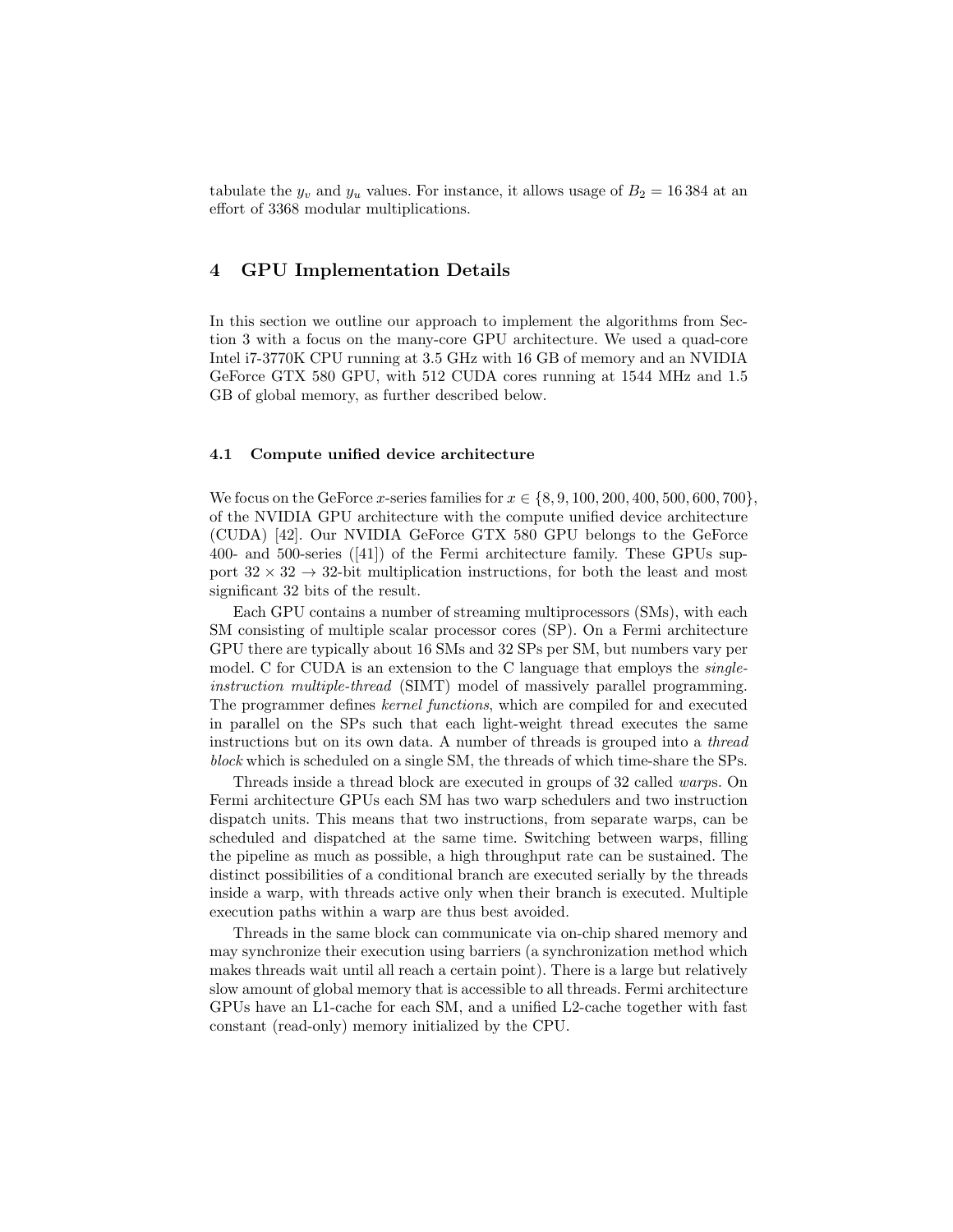tabulate the $y_v$ and $y_u$ values. For instance, it allows usage of $B_2 = 16\,384$ at an effort of 3368 modular multiplications.

# 4 GPU Implementation Details

In this section we outline our approach to implement the algorithms from Section 3 with a focus on the many-core GPU architecture. We used a quad-core Intel i7-3770K CPU running at 3.5 GHz with 16 GB of memory and an NVIDIA GeForce GTX 580 GPU, with 512 CUDA cores running at 1544 MHz and 1.5 GB of global memory, as further described below.

## 4.1 Compute unified device architecture

We focus on the GeForce $x$-series families for $x \in \{8, 9, 100, 200, 400, 500, 600, 700\}$, of the NVIDIA GPU architecture with the compute unified device architecture (CUDA) [42]. Our NVIDIA GeForce GTX 580 GPU belongs to the GeForce 400- and 500-series ([41]) of the Fermi architecture family. These GPUs support $32 \times 32 \rightarrow 32$-bit multiplication instructions, for both the least and most significant 32 bits of the result.

Each GPU contains a number of streaming multiprocessors (SMs), with each SM consisting of multiple scalar processor cores (SP). On a Fermi architecture GPU there are typically about 16 SMs and 32 SPs per SM, but numbers vary per model. C for CUDA is an extension to the C language that employs the *single-instruction multiple-thread* (SIMT) model of massively parallel programming. The programmer defines *kernel functions*, which are compiled for and executed in parallel on the SPs such that each light-weight thread executes the same instructions but on its own data. A number of threads is grouped into a *thread block* which is scheduled on a single SM, the threads of which time-share the SPs.

Threads inside a thread block are executed in groups of 32 called *warps*. On Fermi architecture GPUs each SM has two warp schedulers and two instruction dispatch units. This means that two instructions, from separate warps, can be scheduled and dispatched at the same time. Switching between warps, filling the pipeline as much as possible, a high throughput rate can be sustained. The distinct possibilities of a conditional branch are executed serially by the threads inside a warp, with threads active only when their branch is executed. Multiple execution paths within a warp are thus best avoided.

Threads in the same block can communicate via on-chip shared memory and may synchronize their execution using barriers (a synchronization method which makes threads wait until all reach a certain point). There is a large but relatively slow amount of global memory that is accessible to all threads. Fermi architecture GPUs have an L1-cache for each SM, and a unified L2-cache together with fast constant (read-only) memory initialized by the CPU.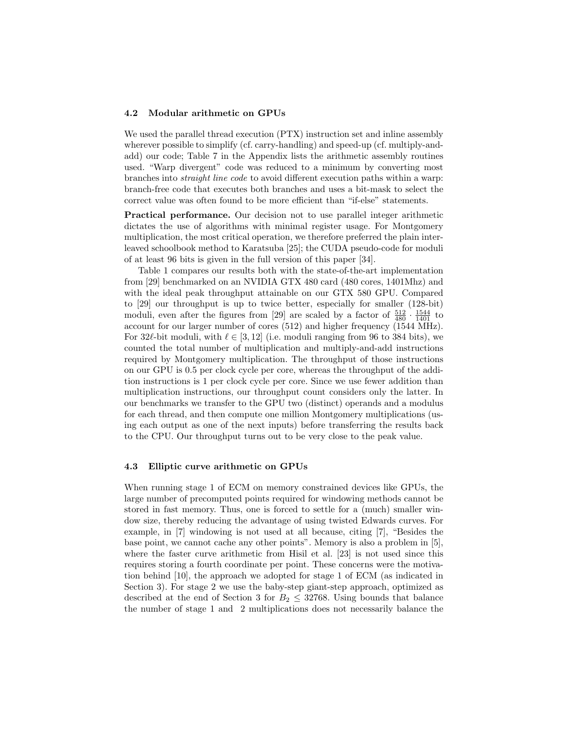### 4.2 Modular arithmetic on GPUs

We used the parallel thread execution (PTX) instruction set and inline assembly wherever possible to simplify (cf. carry-handling) and speed-up (cf. multiply-and-add) our code; Table 7 in the Appendix lists the arithmetic assembly routines used. "Warp divergent" code was reduced to a minimum by converting most branches into *straight line code* to avoid different execution paths within a warp: branch-free code that executes both branches and uses a bit-mask to select the correct value was often found to be more efficient than "if-else" statements.

**Practical performance.** Our decision not to use parallel integer arithmetic dictates the use of algorithms with minimal register usage. For Montgomery multiplication, the most critical operation, we therefore preferred the plain interleaved schoolbook method to Karatsuba [25]; the CUDA pseudo-code for moduli of at least 96 bits is given in the full version of this paper [34].

Table 1 compares our results both with the state-of-the-art implementation from [29] benchmarked on an NVIDIA GTX 480 card (480 cores, 1401Mhz) and with the ideal peak throughput attainable on our GTX 580 GPU. Compared to [29] our throughput is up to twice better, especially for smaller (128-bit) moduli, even after the figures from [29] are scaled by a factor of $\frac{512}{480} \cdot \frac{1544}{1401}$ to account for our larger number of cores (512) and higher frequency (1544 MHz). For $32\ell$-bit moduli, with $\ell \in [3, 12]$ (i.e. moduli ranging from 96 to 384 bits), we counted the total number of multiplication and multiply-and-add instructions required by Montgomery multiplication. The throughput of those instructions on our GPU is 0.5 per clock cycle per core, whereas the throughput of the addition instructions is 1 per clock cycle per core. Since we use fewer addition than multiplication instructions, our throughput count considers only the latter. In our benchmarks we transfer to the GPU two (distinct) operands and a modulus for each thread, and then compute one million Montgomery multiplications (using each output as one of the next inputs) before transferring the results back to the CPU. Our throughput turns out to be very close to the peak value.

### 4.3 Elliptic curve arithmetic on GPUs

When running stage 1 of ECM on memory constrained devices like GPUs, the large number of precomputed points required for windowing methods cannot be stored in fast memory. Thus, one is forced to settle for a (much) smaller window size, thereby reducing the advantage of using twisted Edwards curves. For example, in [7] windowing is not used at all because, citing [7], "Besides the base point, we cannot cache any other points". Memory is also a problem in [5], where the faster curve arithmetic from Hisil et al. [23] is not used since this requires storing a fourth coordinate per point. These concerns were the motivation behind [10], the approach we adopted for stage 1 of ECM (as indicated in Section 3). For stage 2 we use the baby-step giant-step approach, optimized as described at the end of Section 3 for $B_2 \leq 32768$. Using bounds that balance the number of stage 1 and 2 multiplications does not necessarily balance the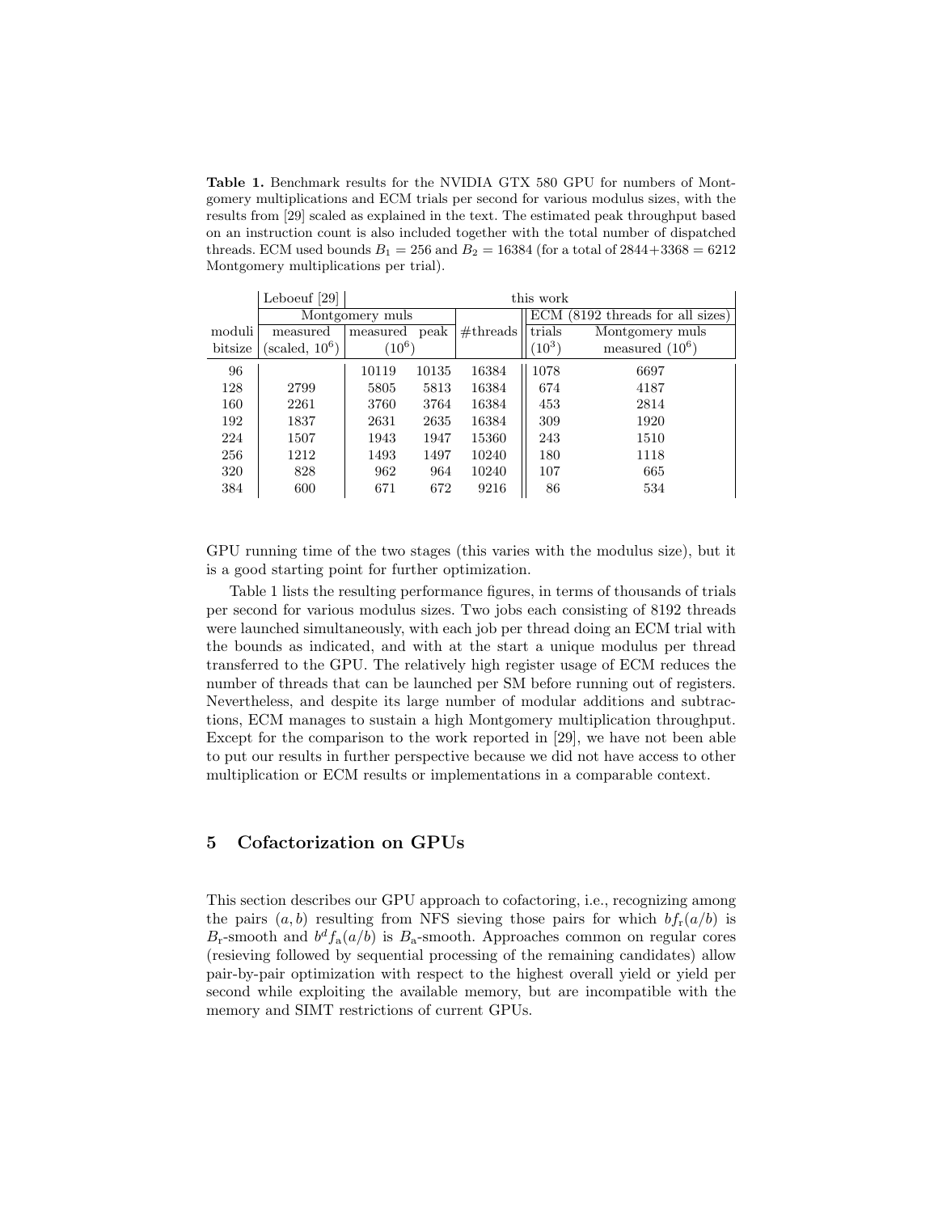**Table 1.** Benchmark results for the NVIDIA GTX 580 GPU for numbers of Montgomery multiplications and ECM trials per second for various modulus sizes, with the results from [29] scaled as explained in the text. The estimated peak throughput based on an instruction count is also included together with the total number of dispatched threads. ECM used bounds $B_1 = 256$ and $B_2 = 16384$ (for a total of $2844+3368 = 6212$ Montgomery multiplications per trial).

| | Lebœuf [29] | this work | | | | |
|---|---|---|---|---|---|---|
| | Montgomery muls | | | | ECM (8192 threads for all sizes) | |
| moduli bitsize | measured (scaled, $10^6$) | measured ($10^6$) | peak ($10^6$) | #threads | trials ($10^3$) | Montgomery muls measured ($10^6$) |
| 96 | | 10119 | 10135 | 16384 | 1078 | 6697 |
| 128 | 2799 | 5805 | 5813 | 16384 | 674 | 4187 |
| 160 | 2261 | 3760 | 3764 | 16384 | 453 | 2814 |
| 192 | 1837 | 2631 | 2635 | 16384 | 309 | 1920 |
| 224 | 1507 | 1943 | 1947 | 15360 | 243 | 1510 |
| 256 | 1212 | 1493 | 1497 | 10240 | 180 | 1118 |
| 320 | 828 | 962 | 964 | 10240 | 107 | 665 |
| 384 | 600 | 671 | 672 | 9216 | 86 | 534 |

GPU running time of the two stages (this varies with the modulus size), but it is a good starting point for further optimization.

Table 1 lists the resulting performance figures, in terms of thousands of trials per second for various modulus sizes. Two jobs each consisting of 8192 threads were launched simultaneously, with each job per thread doing an ECM trial with the bounds as indicated, and with at the start a unique modulus per thread transferred to the GPU. The relatively high register usage of ECM reduces the number of threads that can be launched per SM before running out of registers. Nevertheless, and despite its large number of modular additions and subtractions, ECM manages to sustain a high Montgomery multiplication throughput. Except for the comparison to the work reported in [29], we have not been able to put our results in further perspective because we did not have access to other multiplication or ECM results or implementations in a comparable context.

## 5 Cofactorization on GPUs

This section describes our GPU approach to cofactoring, i.e., recognizing among the pairs $(a, b)$ resulting from NFS sieving those pairs for which $bf_r(a/b)$ is $B_r$-smooth and $b^d f_a(a/b)$ is $B_a$-smooth. Approaches common on regular cores (resieving followed by sequential processing of the remaining candidates) allow pair-by-pair optimization with respect to the highest overall yield or yield per second while exploiting the available memory, but are incompatible with the memory and SIMT restrictions of current GPUs.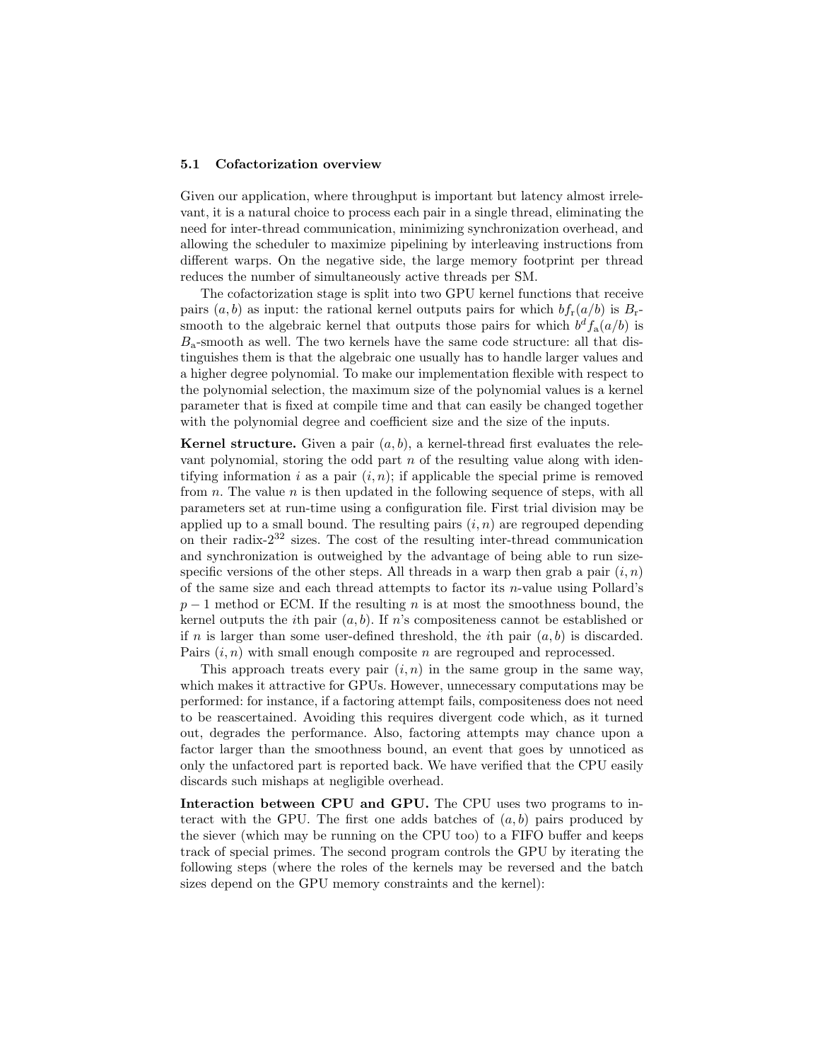### 5.1 Cofactorization overview

Given our application, where throughput is important but latency almost irrelevant, it is a natural choice to process each pair in a single thread, eliminating the need for inter-thread communication, minimizing synchronization overhead, and allowing the scheduler to maximize pipelining by interleaving instructions from different warps. On the negative side, the large memory footprint per thread reduces the number of simultaneously active threads per SM.

The cofactorization stage is split into two GPU kernel functions that receive pairs $(a, b)$ as input: the rational kernel outputs pairs for which $bf_{\mathrm{r}}(a/b)$ is $B_{\mathrm{r}}$-smooth to the algebraic kernel that outputs those pairs for which $b^d f_{\mathrm{a}}(a/b)$ is $B_{\mathrm{a}}$-smooth as well. The two kernels have the same code structure: all that distinguishes them is that the algebraic one usually has to handle larger values and a higher degree polynomial. To make our implementation flexible with respect to the polynomial selection, the maximum size of the polynomial values is a kernel parameter that is fixed at compile time and that can easily be changed together with the polynomial degree and coefficient size and the size of the inputs.

**Kernel structure.** Given a pair $(a, b)$, a kernel-thread first evaluates the relevant polynomial, storing the odd part $n$ of the resulting value along with identifying information $i$ as a pair $(i, n)$; if applicable the special prime is removed from $n$. The value $n$ is then updated in the following sequence of steps, with all parameters set at run-time using a configuration file. First trial division may be applied up to a small bound. The resulting pairs $(i, n)$ are regrouped depending on their radix-$2^{32}$ sizes. The cost of the resulting inter-thread communication and synchronization is outweighed by the advantage of being able to run size-specific versions of the other steps. All threads in a warp then grab a pair $(i, n)$ of the same size and each thread attempts to factor its $n$-value using Pollard's $p - 1$ method or ECM. If the resulting $n$ is at most the smoothness bound, the kernel outputs the $i$th pair $(a, b)$. If $n$'s compositeness cannot be established or if $n$ is larger than some user-defined threshold, the $i$th pair $(a, b)$ is discarded. Pairs $(i, n)$ with small enough composite $n$ are regrouped and reprocessed.

This approach treats every pair $(i, n)$ in the same group in the same way, which makes it attractive for GPUs. However, unnecessary computations may be performed: for instance, if a factoring attempt fails, compositeness does not need to be reascertained. Avoiding this requires divergent code which, as it turned out, degrades the performance. Also, factoring attempts may chance upon a factor larger than the smoothness bound, an event that goes by unnoticed as only the unfactored part is reported back. We have verified that the CPU easily discards such mishaps at negligible overhead.

**Interaction between CPU and GPU.** The CPU uses two programs to interact with the GPU. The first one adds batches of $(a, b)$ pairs produced by the siever (which may be running on the CPU too) to a FIFO buffer and keeps track of special primes. The second program controls the GPU by iterating the following steps (where the roles of the kernels may be reversed and the batch sizes depend on the GPU memory constraints and the kernel):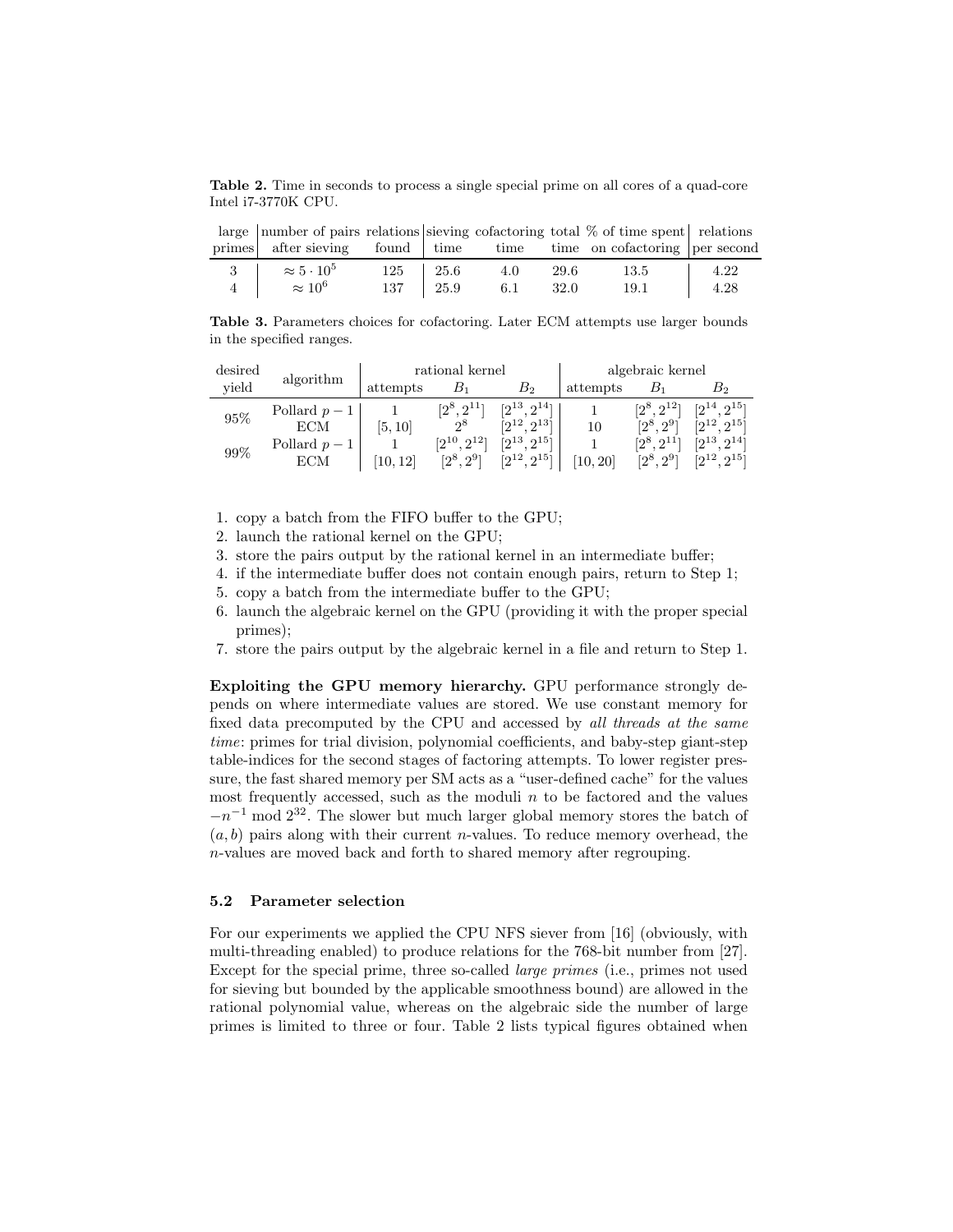**Table 2.** Time in seconds to process a single special prime on all cores of a quad-core Intel i7-3770K CPU.

| large primes | number of pairs after sieving | relations found | sieving time | cofactoring time | total time | % of time spent on cofactoring | relations per second |
|---|---|---|---|---|---|---|---|
| 3 | $\approx 5 \cdot 10^5$ | 125 | 25.6 | 4.0 | 29.6 | 13.5 | 4.22 |
| 4 | $\approx 10^6$ | 137 | 25.9 | 6.1 | 32.0 | 19.1 | 4.28 |

**Table 3.** Parameters choices for cofactoring. Later ECM attempts use larger bounds in the specified ranges.

| desired yield | algorithm | rational kernel | | | algebraic kernel | | |
|---|---|---|---|---|---|---|---|
| | | attempts | $B_1$ | $B_2$ | attempts | $B_1$ | $B_2$ |
| 95% | Pollard $p-1$ | 1 | $[2^8, 2^{11}]$ | $[2^{13}, 2^{14}]$ | 1 | $[2^8, 2^{12}]$ | $[2^{14}, 2^{15}]$ |
| | ECM | $[5, 10]$ | $2^8$ | $[2^{12}, 2^{13}]$ | 10 | $[2^8, 2^9]$ | $[2^{12}, 2^{15}]$ |
| 99% | Pollard $p-1$ | 1 | $[2^{10}, 2^{12}]$ | $[2^{13}, 2^{15}]$ | 1 | $[2^8, 2^{11}]$ | $[2^{13}, 2^{14}]$ |
| | ECM | $[10, 12]$ | $[2^8, 2^9]$ | $[2^{12}, 2^{15}]$ | $[10, 20]$ | $[2^8, 2^9]$ | $[2^{12}, 2^{15}]$ |

1. copy a batch from the FIFO buffer to the GPU;
2. launch the rational kernel on the GPU;
3. store the pairs output by the rational kernel in an intermediate buffer;
4. if the intermediate buffer does not contain enough pairs, return to Step 1;
5. copy a batch from the intermediate buffer to the GPU;
6. launch the algebraic kernel on the GPU (providing it with the proper special primes);
7. store the pairs output by the algebraic kernel in a file and return to Step 1.

**Exploiting the GPU memory hierarchy.** GPU performance strongly depends on where intermediate values are stored. We use constant memory for fixed data precomputed by the CPU and accessed by *all threads at the same time*: primes for trial division, polynomial coefficients, and baby-step giant-step table-indices for the second stages of factoring attempts. To lower register pressure, the fast shared memory per SM acts as a "user-defined cache" for the values most frequently accessed, such as the moduli $n$ to be factored and the values $-n^{-1} \bmod 2^{32}$. The slower but much larger global memory stores the batch of $(a, b)$ pairs along with their current $n$-values. To reduce memory overhead, the $n$-values are moved back and forth to shared memory after regrouping.

### 5.2 Parameter selection

For our experiments we applied the CPU NFS siever from [16] (obviously, with multi-threading enabled) to produce relations for the 768-bit number from [27]. Except for the special prime, three so-called *large primes* (i.e., primes not used for sieving but bounded by the applicable smoothness bound) are allowed in the rational polynomial value, whereas on the algebraic side the number of large primes is limited to three or four. Table 2 lists typical figures obtained when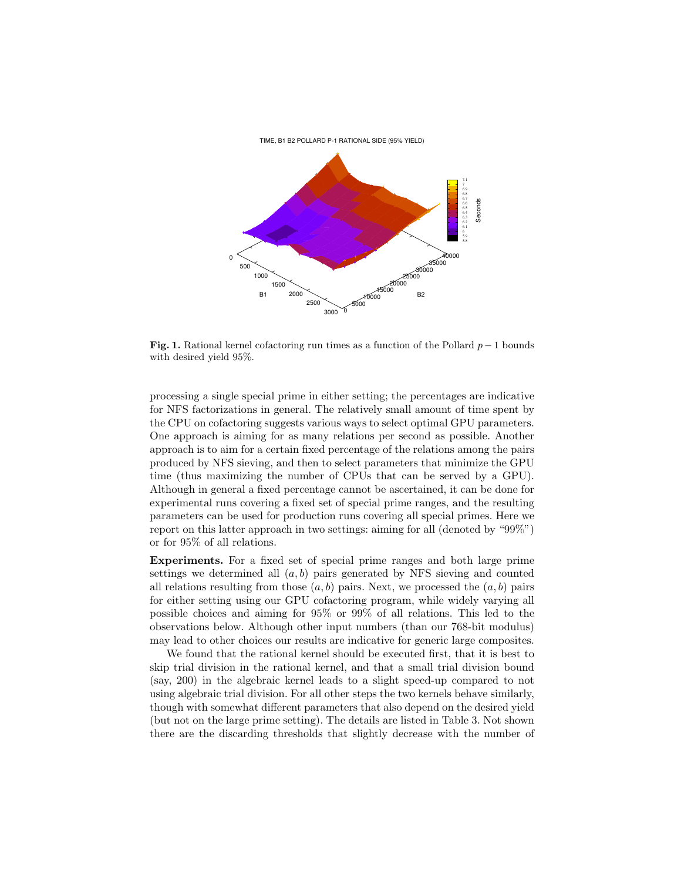TIME, B1 B2 POLLARD P-1 RATIONAL SIDE (95% YIELD)

Seconds

7.1
7
6.9
6.8
6.7
6.6
6.5
6.4
6.3
6.2
6.1
6
5.9
5.8

B1

0
500
1000
1500
2000
2500
3000

B2

0
5000
10000
15000
20000
25000
30000
35000
40000

**Fig. 1.** Rational kernel cofactoring run times as a function of the Pollard $p-1$ bounds with desired yield 95%.

processing a single special prime in either setting; the percentages are indicative for NFS factorizations in general. The relatively small amount of time spent by the CPU on cofactoring suggests various ways to select optimal GPU parameters. One approach is aiming for as many relations per second as possible. Another approach is to aim for a certain fixed percentage of the relations among the pairs produced by NFS sieving, and then to select parameters that minimize the GPU time (thus maximizing the number of CPUs that can be served by a GPU). Although in general a fixed percentage cannot be ascertained, it can be done for experimental runs covering a fixed set of special prime ranges, and the resulting parameters can be used for production runs covering all special primes. Here we report on this latter approach in two settings: aiming for all (denoted by "99%") or for 95% of all relations.

**Experiments.** For a fixed set of special prime ranges and both large prime settings we determined all $(a, b)$ pairs generated by NFS sieving and counted all relations resulting from those $(a, b)$ pairs. Next, we processed the $(a, b)$ pairs for either setting using our GPU cofactoring program, while widely varying all possible choices and aiming for 95% or 99% of all relations. This led to the observations below. Although other input numbers (than our 768-bit modulus) may lead to other choices our results are indicative for generic large composites.

We found that the rational kernel should be executed first, that it is best to skip trial division in the rational kernel, and that a small trial division bound (say, 200) in the algebraic kernel leads to a slight speed-up compared to not using algebraic trial division. For all other steps the two kernels behave similarly, though with somewhat different parameters that also depend on the desired yield (but not on the large prime setting). The details are listed in Table 3. Not shown there are the discarding thresholds that slightly decrease with the number of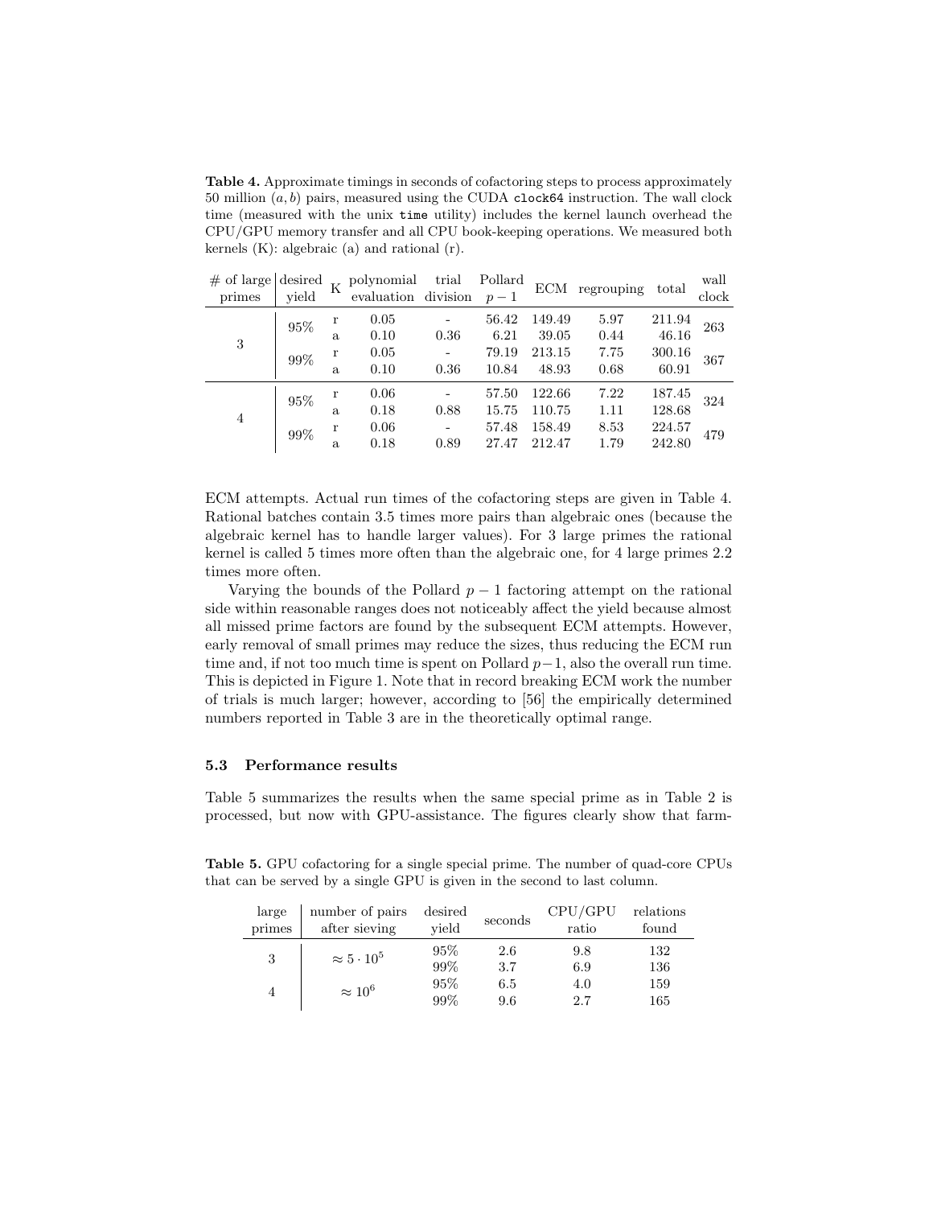**Table 4.** Approximate timings in seconds of cofactoring steps to process approximately 50 million $(a, b)$ pairs, measured using the CUDA `clock64` instruction. The wall clock time (measured with the unix `time` utility) includes the kernel launch overhead the CPU/GPU memory transfer and all CPU book-keeping operations. We measured both kernels (K): algebraic (a) and rational (r).

| # of large primes | desired yield | K | polynomial evaluation | trial division | Pollard $p-1$ | ECM | regrouping | total | wall clock |
|---|---|---|---|---|---|---|---|---|---|
| 3 | 95% | r | 0.05 | - | 56.42 | 149.49 | 5.97 | 211.94 | 263 |
| | | a | 0.10 | 0.36 | 6.21 | 39.05 | 0.44 | 46.16 | |
| | 99% | r | 0.05 | - | 79.19 | 213.15 | 7.75 | 300.16 | 367 |
| | | a | 0.10 | 0.36 | 10.84 | 48.93 | 0.68 | 60.91 | |
| 4 | 95% | r | 0.06 | - | 57.50 | 122.66 | 7.22 | 187.45 | 324 |
| | | a | 0.18 | 0.88 | 15.75 | 110.75 | 1.11 | 128.68 | |
| | 99% | r | 0.06 | - | 57.48 | 158.49 | 8.53 | 224.57 | 479 |
| | | a | 0.18 | 0.89 | 27.47 | 212.47 | 1.79 | 242.80 | |

ECM attempts. Actual run times of the cofactoring steps are given in Table 4. Rational batches contain 3.5 times more pairs than algebraic ones (because the algebraic kernel has to handle larger values). For 3 large primes the rational kernel is called 5 times more often than the algebraic one, for 4 large primes 2.2 times more often.

Varying the bounds of the Pollard $p-1$ factoring attempt on the rational side within reasonable ranges does not noticeably affect the yield because almost all missed prime factors are found by the subsequent ECM attempts. However, early removal of small primes may reduce the sizes, thus reducing the ECM run time and, if not too much time is spent on Pollard $p-1$, also the overall run time. This is depicted in Figure 1. Note that in record breaking ECM work the number of trials is much larger; however, according to [56] the empirically determined numbers reported in Table 3 are in the theoretically optimal range.

### 5.3 Performance results

Table 5 summarizes the results when the same special prime as in Table 2 is processed, but now with GPU-assistance. The figures clearly show that farm-

**Table 5.** GPU cofactoring for a single special prime. The number of quad-core CPUs that can be served by a single GPU is given in the second to last column.

| large primes | number of pairs after sieving | desired yield | seconds | CPU/GPU ratio | relations found |
|---|---|---|---|---|---|
| 3 | $\approx 5 \cdot 10^5$ | 95% | 2.6 | 9.8 | 132 |
| | | 99% | 3.7 | 6.9 | 136 |
| 4 | $\approx 10^6$ | 95% | 6.5 | 4.0 | 159 |
| | | 99% | 9.6 | 2.7 | 165 |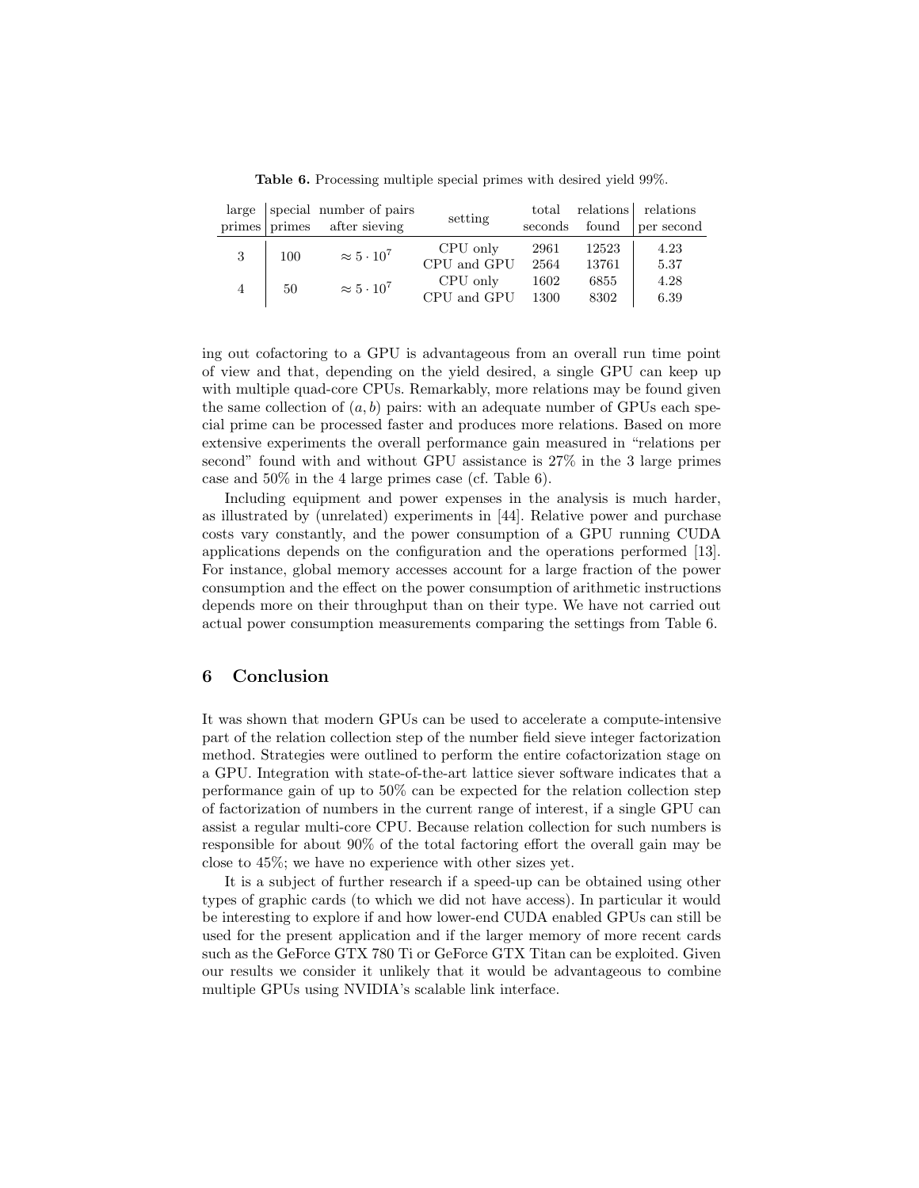**Table 6.** Processing multiple special primes with desired yield 99%.

| large primes | special primes | number of pairs after sieving | setting | total seconds | relations found | relations per second |
|---|---|---|---|---|---|---|
| 3 | 100 | $\approx 5 \cdot 10^7$ | CPU only | 2961 | 12523 | 4.23 |
| | | | CPU and GPU | 2564 | 13761 | 5.37 |
| 4 | 50 | $\approx 5 \cdot 10^7$ | CPU only | 1602 | 6855 | 4.28 |
| | | | CPU and GPU | 1300 | 8302 | 6.39 |

ing out cofactoring to a GPU is advantageous from an overall run time point of view and that, depending on the yield desired, a single GPU can keep up with multiple quad-core CPUs. Remarkably, more relations may be found given the same collection of $(a, b)$ pairs: with an adequate number of GPUs each special prime can be processed faster and produces more relations. Based on more extensive experiments the overall performance gain measured in "relations per second" found with and without GPU assistance is 27% in the 3 large primes case and 50% in the 4 large primes case (cf. Table 6).

Including equipment and power expenses in the analysis is much harder, as illustrated by (unrelated) experiments in [44]. Relative power and purchase costs vary constantly, and the power consumption of a GPU running CUDA applications depends on the configuration and the operations performed [13]. For instance, global memory accesses account for a large fraction of the power consumption and the effect on the power consumption of arithmetic instructions depends more on their throughput than on their type. We have not carried out actual power consumption measurements comparing the settings from Table 6.

## 6 Conclusion

It was shown that modern GPUs can be used to accelerate a compute-intensive part of the relation collection step of the number field sieve integer factorization method. Strategies were outlined to perform the entire cofactorization stage on a GPU. Integration with state-of-the-art lattice siever software indicates that a performance gain of up to 50% can be expected for the relation collection step of factorization of numbers in the current range of interest, if a single GPU can assist a regular multi-core CPU. Because relation collection for such numbers is responsible for about 90% of the total factoring effort the overall gain may be close to 45%; we have no experience with other sizes yet.

It is a subject of further research if a speed-up can be obtained using other types of graphic cards (to which we did not have access). In particular it would be interesting to explore if and how lower-end CUDA enabled GPUs can still be used for the present application and if the larger memory of more recent cards such as the GeForce GTX 780 Ti or GeForce GTX Titan can be exploited. Given our results we consider it unlikely that it would be advantageous to combine multiple GPUs using NVIDIA's scalable link interface.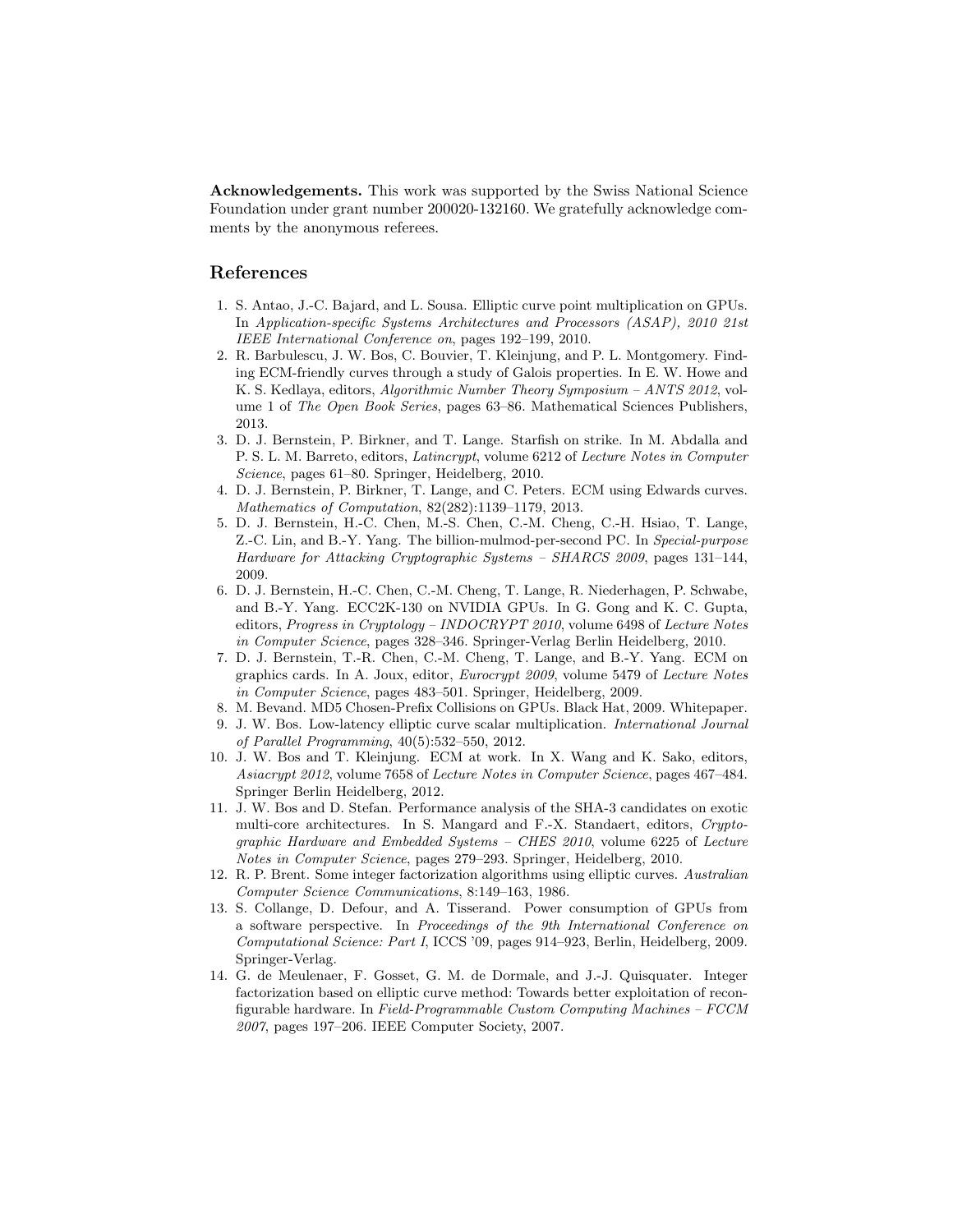**Acknowledgements.** This work was supported by the Swiss National Science Foundation under grant number 200020-132160. We gratefully acknowledge comments by the anonymous referees.

## References

1. S. Antao, J.-C. Bajard, and L. Sousa. Elliptic curve point multiplication on GPUs. In *Application-specific Systems Architectures and Processors (ASAP), 2010 21st IEEE International Conference on*, pages 192–199, 2010.
2. R. Barbulescu, J. W. Bos, C. Bouvier, T. Kleinjung, and P. L. Montgomery. Finding ECM-friendly curves through a study of Galois properties. In E. W. Howe and K. S. Kedlaya, editors, *Algorithmic Number Theory Symposium – ANTS 2012*, volume 1 of *The Open Book Series*, pages 63–86. Mathematical Sciences Publishers, 2013.
3. D. J. Bernstein, P. Birkner, and T. Lange. Starfish on strike. In M. Abdalla and P. S. L. M. Barreto, editors, *Latincrypt*, volume 6212 of *Lecture Notes in Computer Science*, pages 61–80. Springer, Heidelberg, 2010.
4. D. J. Bernstein, P. Birkner, T. Lange, and C. Peters. ECM using Edwards curves. *Mathematics of Computation*, 82(282):1139–1179, 2013.
5. D. J. Bernstein, H.-C. Chen, M.-S. Chen, C.-M. Cheng, C.-H. Hsiao, T. Lange, Z.-C. Lin, and B.-Y. Yang. The billion-mulmod-per-second PC. In *Special-purpose Hardware for Attacking Cryptographic Systems – SHARCS 2009*, pages 131–144, 2009.
6. D. J. Bernstein, H.-C. Chen, C.-M. Cheng, T. Lange, R. Niederhagen, P. Schwabe, and B.-Y. Yang. ECC2K-130 on NVIDIA GPUs. In G. Gong and K. C. Gupta, editors, *Progress in Cryptology – INDOCRYPT 2010*, volume 6498 of *Lecture Notes in Computer Science*, pages 328–346. Springer-Verlag Berlin Heidelberg, 2010.
7. D. J. Bernstein, T.-R. Chen, C.-M. Cheng, T. Lange, and B.-Y. Yang. ECM on graphics cards. In A. Joux, editor, *Eurocrypt 2009*, volume 5479 of *Lecture Notes in Computer Science*, pages 483–501. Springer, Heidelberg, 2009.
8. M. Bevand. MD5 Chosen-Prefix Collisions on GPUs. Black Hat, 2009. Whitepaper.
9. J. W. Bos. Low-latency elliptic curve scalar multiplication. *International Journal of Parallel Programming*, 40(5):532–550, 2012.
10. J. W. Bos and T. Kleinjung. ECM at work. In X. Wang and K. Sako, editors, *Asiacrypt 2012*, volume 7658 of *Lecture Notes in Computer Science*, pages 467–484. Springer Berlin Heidelberg, 2012.
11. J. W. Bos and D. Stefan. Performance analysis of the SHA-3 candidates on exotic multi-core architectures. In S. Mangard and F.-X. Standaert, editors, *Cryptographic Hardware and Embedded Systems – CHES 2010*, volume 6225 of *Lecture Notes in Computer Science*, pages 279–293. Springer, Heidelberg, 2010.
12. R. P. Brent. Some integer factorization algorithms using elliptic curves. *Australian Computer Science Communications*, 8:149–163, 1986.
13. S. Collange, D. Defour, and A. Tisserand. Power consumption of GPUs from a software perspective. In *Proceedings of the 9th International Conference on Computational Science: Part I*, ICCS '09, pages 914–923, Berlin, Heidelberg, 2009. Springer-Verlag.
14. G. de Meulenaer, F. Gosset, G. M. de Dormale, and J.-J. Quisquater. Integer factorization based on elliptic curve method: Towards better exploitation of reconfigurable hardware. In *Field-Programmable Custom Computing Machines – FCCM 2007*, pages 197–206. IEEE Computer Society, 2007.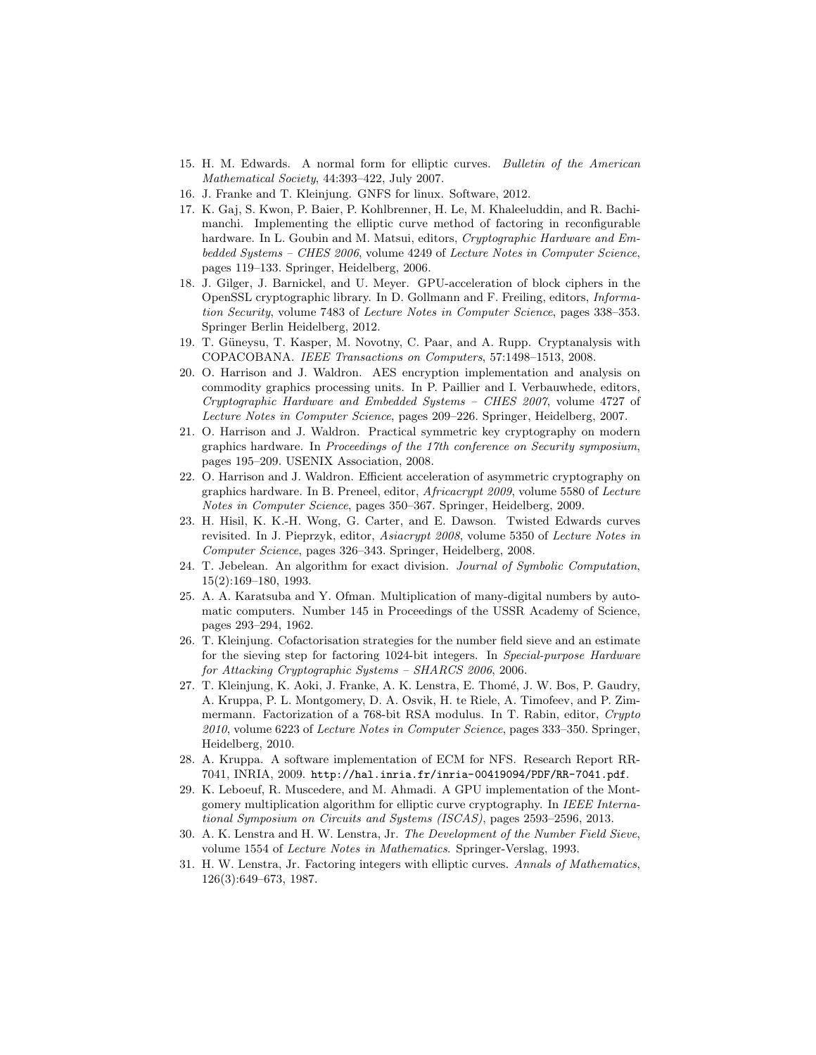15. H. M. Edwards. A normal form for elliptic curves. *Bulletin of the American Mathematical Society*, 44:393–422, July 2007.
16. J. Franke and T. Kleinjung. GNFS for linux. Software, 2012.
17. K. Gaj, S. Kwon, P. Baier, P. Kohlbrenner, H. Le, M. Khaleeluddin, and R. Bachimanchi. Implementing the elliptic curve method of factoring in reconfigurable hardware. In L. Goubin and M. Matsui, editors, *Cryptographic Hardware and Embedded Systems – CHES 2006*, volume 4249 of *Lecture Notes in Computer Science*, pages 119–133. Springer, Heidelberg, 2006.
18. J. Gilger, J. Barnickel, and U. Meyer. GPU-acceleration of block ciphers in the OpenSSL cryptographic library. In D. Gollmann and F. Freiling, editors, *Information Security*, volume 7483 of *Lecture Notes in Computer Science*, pages 338–353. Springer Berlin Heidelberg, 2012.
19. T. Güneysu, T. Kasper, M. Novotny, C. Paar, and A. Rupp. Cryptanalysis with COPACOBANA. *IEEE Transactions on Computers*, 57:1498–1513, 2008.
20. O. Harrison and J. Waldron. AES encryption implementation and analysis on commodity graphics processing units. In P. Paillier and I. Verbauwhede, editors, *Cryptographic Hardware and Embedded Systems – CHES 2007*, volume 4727 of *Lecture Notes in Computer Science*, pages 209–226. Springer, Heidelberg, 2007.
21. O. Harrison and J. Waldron. Practical symmetric key cryptography on modern graphics hardware. In *Proceedings of the 17th conference on Security symposium*, pages 195–209. USENIX Association, 2008.
22. O. Harrison and J. Waldron. Efficient acceleration of asymmetric cryptography on graphics hardware. In B. Preneel, editor, *Africacrypt 2009*, volume 5580 of *Lecture Notes in Computer Science*, pages 350–367. Springer, Heidelberg, 2009.
23. H. Hisil, K. K.-H. Wong, G. Carter, and E. Dawson. Twisted Edwards curves revisited. In J. Pieprzyk, editor, *Asiacrypt 2008*, volume 5350 of *Lecture Notes in Computer Science*, pages 326–343. Springer, Heidelberg, 2008.
24. T. Jebelean. An algorithm for exact division. *Journal of Symbolic Computation*, 15(2):169–180, 1993.
25. A. A. Karatsuba and Y. Ofman. Multiplication of many-digital numbers by automatic computers. Number 145 in Proceedings of the USSR Academy of Science, pages 293–294, 1962.
26. T. Kleinjung. Cofactorisation strategies for the number field sieve and an estimate for the sieving step for factoring 1024-bit integers. In *Special-purpose Hardware for Attacking Cryptographic Systems – SHARCS 2006*, 2006.
27. T. Kleinjung, K. Aoki, J. Franke, A. K. Lenstra, E. Thomé, J. W. Bos, P. Gaudry, A. Kruppa, P. L. Montgomery, D. A. Osvik, H. te Riele, A. Timofeev, and P. Zimmermann. Factorization of a 768-bit RSA modulus. In T. Rabin, editor, *Crypto 2010*, volume 6223 of *Lecture Notes in Computer Science*, pages 333–350. Springer, Heidelberg, 2010.
28. A. Kruppa. A software implementation of ECM for NFS. Research Report RR-7041, INRIA, 2009. `http://hal.inria.fr/inria-00419094/PDF/RR-7041.pdf`.
29. K. Leboeuf, R. Muscedere, and M. Ahmadi. A GPU implementation of the Montgomery multiplication algorithm for elliptic curve cryptography. In *IEEE International Symposium on Circuits and Systems (ISCAS)*, pages 2593–2596, 2013.
30. A. K. Lenstra and H. W. Lenstra, Jr. *The Development of the Number Field Sieve*, volume 1554 of *Lecture Notes in Mathematics*. Springer-Verslag, 1993.
31. H. W. Lenstra, Jr. Factoring integers with elliptic curves. *Annals of Mathematics*, 126(3):649–673, 1987.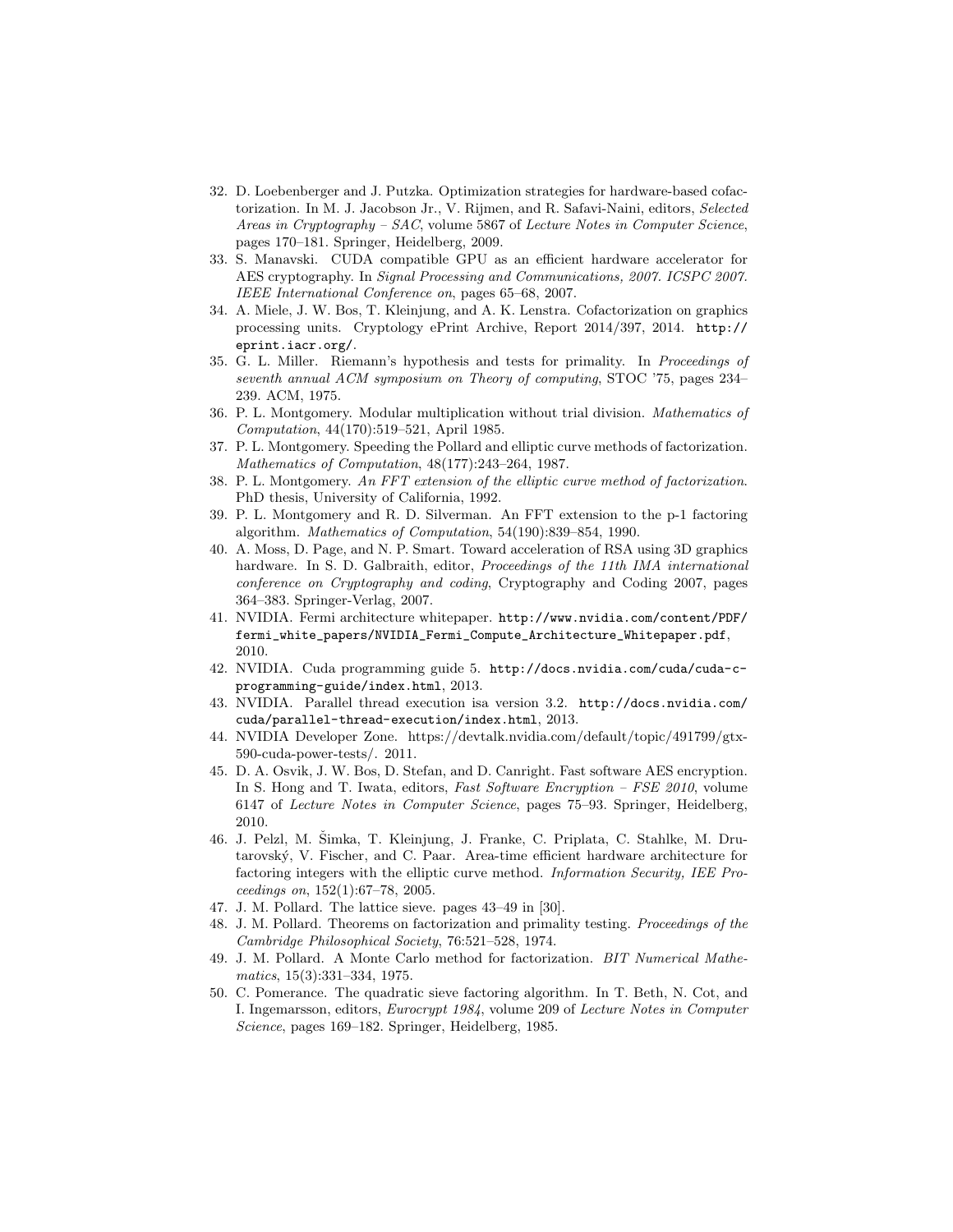32. D. Loebenberger and J. Putzka. Optimization strategies for hardware-based cofactorization. In M. J. Jacobson Jr., V. Rijmen, and R. Safavi-Naini, editors, *Selected Areas in Cryptography – SAC*, volume 5867 of *Lecture Notes in Computer Science*, pages 170–181. Springer, Heidelberg, 2009.
33. S. Manavski. CUDA compatible GPU as an efficient hardware accelerator for AES cryptography. In *Signal Processing and Communications, 2007. ICSPC 2007. IEEE International Conference on*, pages 65–68, 2007.
34. A. Miele, J. W. Bos, T. Kleinjung, and A. K. Lenstra. Cofactorization on graphics processing units. Cryptology ePrint Archive, Report 2014/397, 2014. `http://eprint.iacr.org/`.
35. G. L. Miller. Riemann's hypothesis and tests for primality. In *Proceedings of seventh annual ACM symposium on Theory of computing*, STOC '75, pages 234–239. ACM, 1975.
36. P. L. Montgomery. Modular multiplication without trial division. *Mathematics of Computation*, 44(170):519–521, April 1985.
37. P. L. Montgomery. Speeding the Pollard and elliptic curve methods of factorization. *Mathematics of Computation*, 48(177):243–264, 1987.
38. P. L. Montgomery. *An FFT extension of the elliptic curve method of factorization*. PhD thesis, University of California, 1992.
39. P. L. Montgomery and R. D. Silverman. An FFT extension to the p-1 factoring algorithm. *Mathematics of Computation*, 54(190):839–854, 1990.
40. A. Moss, D. Page, and N. P. Smart. Toward acceleration of RSA using 3D graphics hardware. In S. D. Galbraith, editor, *Proceedings of the 11th IMA international conference on Cryptography and coding*, Cryptography and Coding 2007, pages 364–383. Springer-Verlag, 2007.
41. NVIDIA. Fermi architecture whitepaper. `http://www.nvidia.com/content/PDF/fermi_white_papers/NVIDIA_Fermi_Compute_Architecture_Whitepaper.pdf`, 2010.
42. NVIDIA. Cuda programming guide 5. `http://docs.nvidia.com/cuda/cuda-c-programming-guide/index.html`, 2013.
43. NVIDIA. Parallel thread execution isa version 3.2. `http://docs.nvidia.com/cuda/parallel-thread-execution/index.html`, 2013.
44. NVIDIA Developer Zone. https://devtalk.nvidia.com/default/topic/491799/gtx-590-cuda-power-tests/. 2011.
45. D. A. Osvik, J. W. Bos, D. Stefan, and D. Canright. Fast software AES encryption. In S. Hong and T. Iwata, editors, *Fast Software Encryption – FSE 2010*, volume 6147 of *Lecture Notes in Computer Science*, pages 75–93. Springer, Heidelberg, 2010.
46. J. Pelzl, M. Šimka, T. Kleinjung, J. Franke, C. Priplata, C. Stahlke, M. Drutarovský, V. Fischer, and C. Paar. Area-time efficient hardware architecture for factoring integers with the elliptic curve method. *Information Security, IEE Proceedings on*, 152(1):67–78, 2005.
47. J. M. Pollard. The lattice sieve. pages 43–49 in [30].
48. J. M. Pollard. Theorems on factorization and primality testing. *Proceedings of the Cambridge Philosophical Society*, 76:521–528, 1974.
49. J. M. Pollard. A Monte Carlo method for factorization. *BIT Numerical Mathematics*, 15(3):331–334, 1975.
50. C. Pomerance. The quadratic sieve factoring algorithm. In T. Beth, N. Cot, and I. Ingemarsson, editors, *Eurocrypt 1984*, volume 209 of *Lecture Notes in Computer Science*, pages 169–182. Springer, Heidelberg, 1985.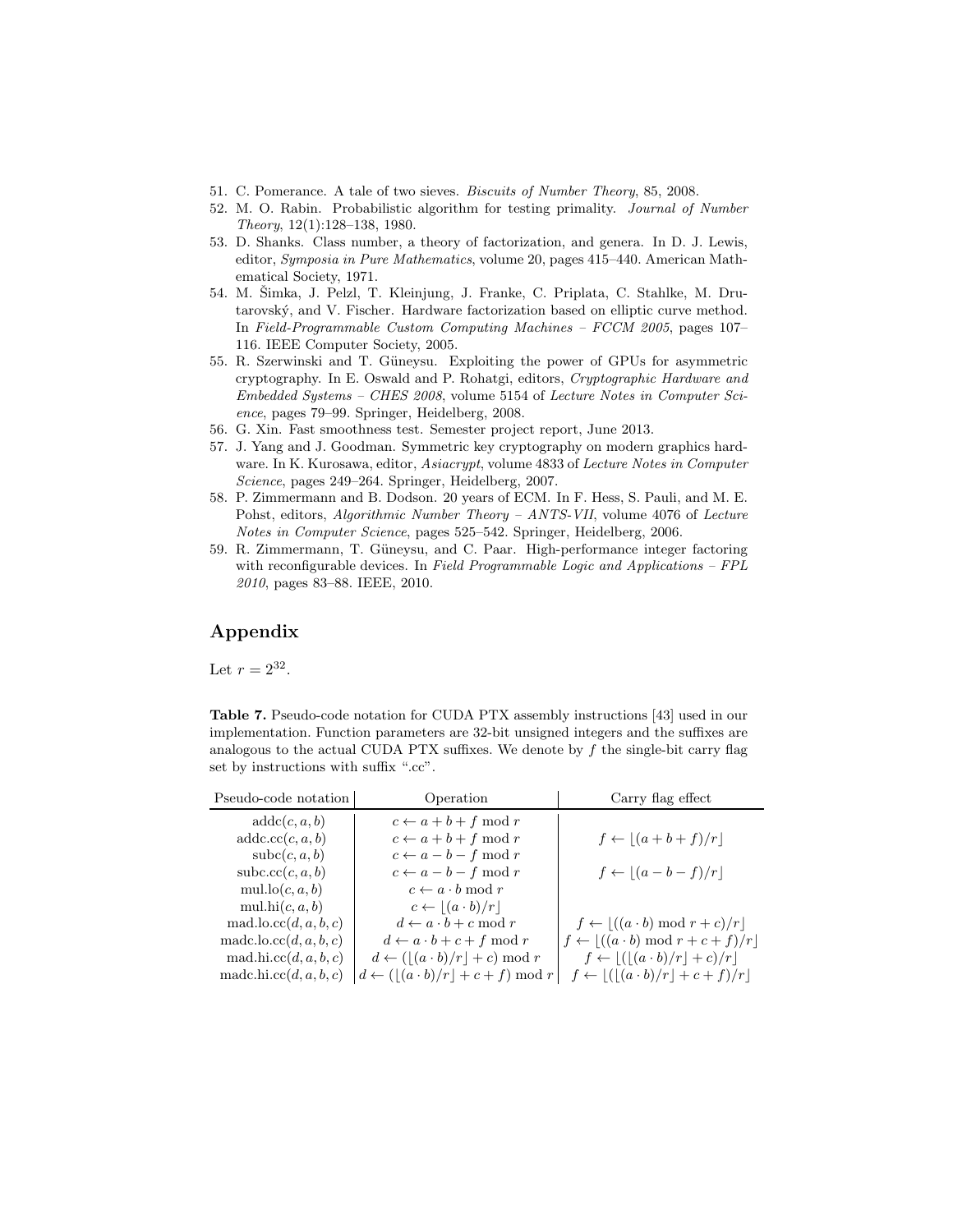51. C. Pomerance. A tale of two sieves. *Biscuits of Number Theory*, 85, 2008.
52. M. O. Rabin. Probabilistic algorithm for testing primality. *Journal of Number Theory*, 12(1):128–138, 1980.
53. D. Shanks. Class number, a theory of factorization, and genera. In D. J. Lewis, editor, *Symposia in Pure Mathematics*, volume 20, pages 415–440. American Mathematical Society, 1971.
54. M. Šimka, J. Pelzl, T. Kleinjung, J. Franke, C. Priplata, C. Stahlke, M. Drutarovský, and V. Fischer. Hardware factorization based on elliptic curve method. In *Field-Programmable Custom Computing Machines – FCCM 2005*, pages 107–116. IEEE Computer Society, 2005.
55. R. Szerwinski and T. Güneysu. Exploiting the power of GPUs for asymmetric cryptography. In E. Oswald and P. Rohatgi, editors, *Cryptographic Hardware and Embedded Systems – CHES 2008*, volume 5154 of *Lecture Notes in Computer Science*, pages 79–99. Springer, Heidelberg, 2008.
56. G. Xin. Fast smoothness test. Semester project report, June 2013.
57. J. Yang and J. Goodman. Symmetric key cryptography on modern graphics hardware. In K. Kurosawa, editor, *Asiacrypt*, volume 4833 of *Lecture Notes in Computer Science*, pages 249–264. Springer, Heidelberg, 2007.
58. P. Zimmermann and B. Dodson. 20 years of ECM. In F. Hess, S. Pauli, and M. E. Pohst, editors, *Algorithmic Number Theory – ANTS-VII*, volume 4076 of *Lecture Notes in Computer Science*, pages 525–542. Springer, Heidelberg, 2006.
59. R. Zimmermann, T. Güneysu, and C. Paar. High-performance integer factoring with reconfigurable devices. In *Field Programmable Logic and Applications – FPL 2010*, pages 83–88. IEEE, 2010.

## Appendix

Let $r = 2^{32}$.

**Table 7.** Pseudo-code notation for CUDA PTX assembly instructions [43] used in our implementation. Function parameters are 32-bit unsigned integers and the suffixes are analogous to the actual CUDA PTX suffixes. We denote by $f$ the single-bit carry flag set by instructions with suffix ".cc".

| Pseudo-code notation | Operation | Carry flag effect |
|---|---|---|
| $\text{addc}(c, a, b)$ | $c \leftarrow a + b + f \bmod r$ | |
| $\text{addc.cc}(c, a, b)$ | $c \leftarrow a + b + f \bmod r$ | $f \leftarrow \lfloor (a + b + f)/r \rfloor$ |
| $\text{subc}(c, a, b)$ | $c \leftarrow a - b - f \bmod r$ | |
| $\text{subc.cc}(c, a, b)$ | $c \leftarrow a - b - f \bmod r$ | $f \leftarrow \lfloor (a - b - f)/r \rfloor$ |
| $\text{mul.lo}(c, a, b)$ | $c \leftarrow a \cdot b \bmod r$ | |
| $\text{mul.hi}(c, a, b)$ | $c \leftarrow \lfloor (a \cdot b)/r \rfloor$ | |
| $\text{mad.lo.cc}(d, a, b, c)$ | $d \leftarrow a \cdot b + c \bmod r$ | $f \leftarrow \lfloor ((a \cdot b) \bmod r + c)/r \rfloor$ |
| $\text{madc.lo.cc}(d, a, b, c)$ | $d \leftarrow a \cdot b + c + f \bmod r$ | $f \leftarrow \lfloor ((a \cdot b) \bmod r + c + f)/r \rfloor$ |
| $\text{mad.hi.cc}(d, a, b, c)$ | $d \leftarrow (\lfloor (a \cdot b)/r \rfloor + c) \bmod r$ | $f \leftarrow \lfloor (\lfloor (a \cdot b)/r \rfloor + c)/r \rfloor$ |
| $\text{madc.hi.cc}(d, a, b, c)$ | $d \leftarrow (\lfloor (a \cdot b)/r \rfloor + c + f) \bmod r$ | $f \leftarrow \lfloor (\lfloor (a \cdot b)/r \rfloor + c + f)/r \rfloor$ |